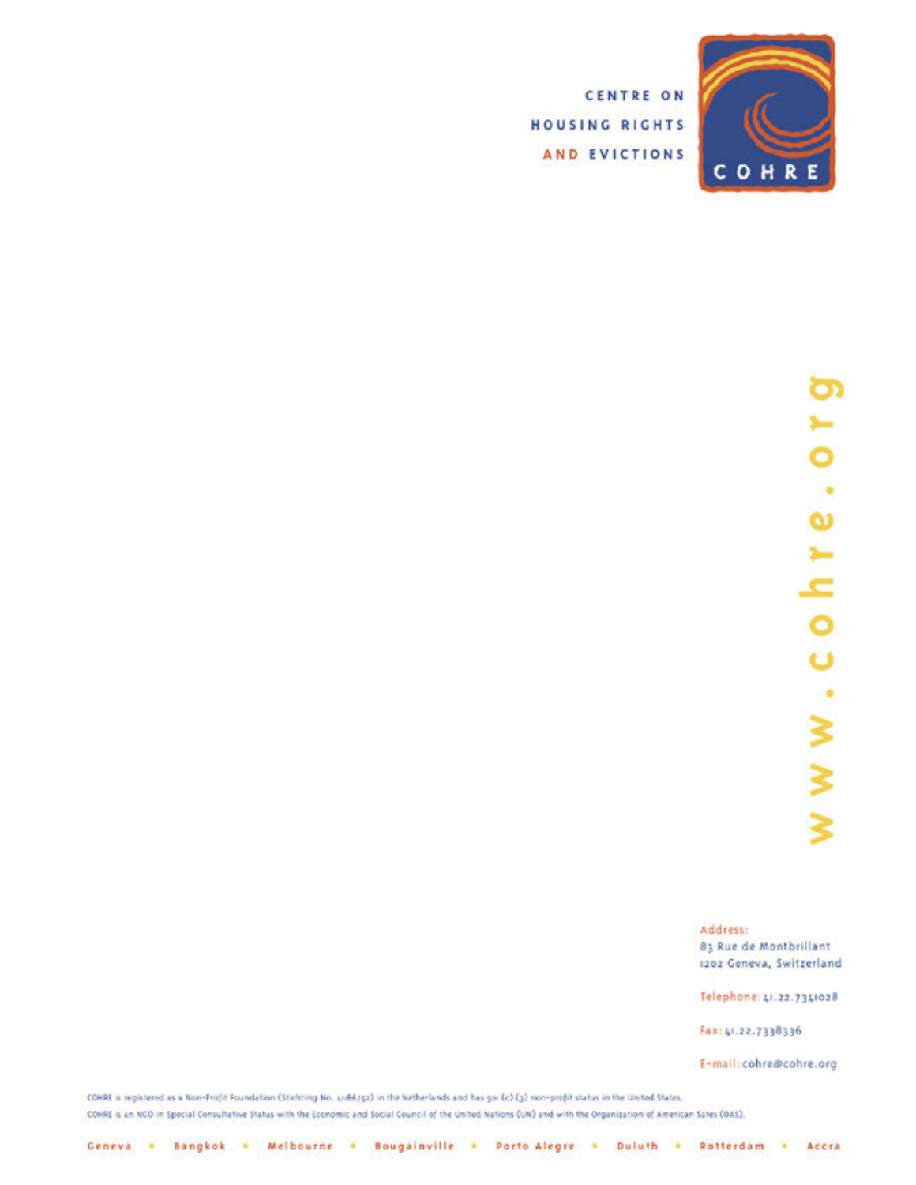CENTRE ON
HOUSING RIGHTS
AND EVICTIONS

COHRE

www.cohre.org

Address:
83 Rue de Montbrillant
1202 Geneva, Switzerland

Telephone: 41.22.7341028

Fax: 41.22.7338336

E-mail: cohre@cohre.org

COHRE is registered as a Non-Profit Foundation (Stichting No. 41186752) in the Netherlands and has 501 (c) (3) non-profit status in the United States.

COHRE is an NGO in Special Consultative Status with the Economic and Social Council of the United Nations (UN) and with the Organization of American Sates (OAS).

Geneva • Bangkok • Melbourne • Bougainville • Porto Alegre • Duluth • Rotterdam • Accra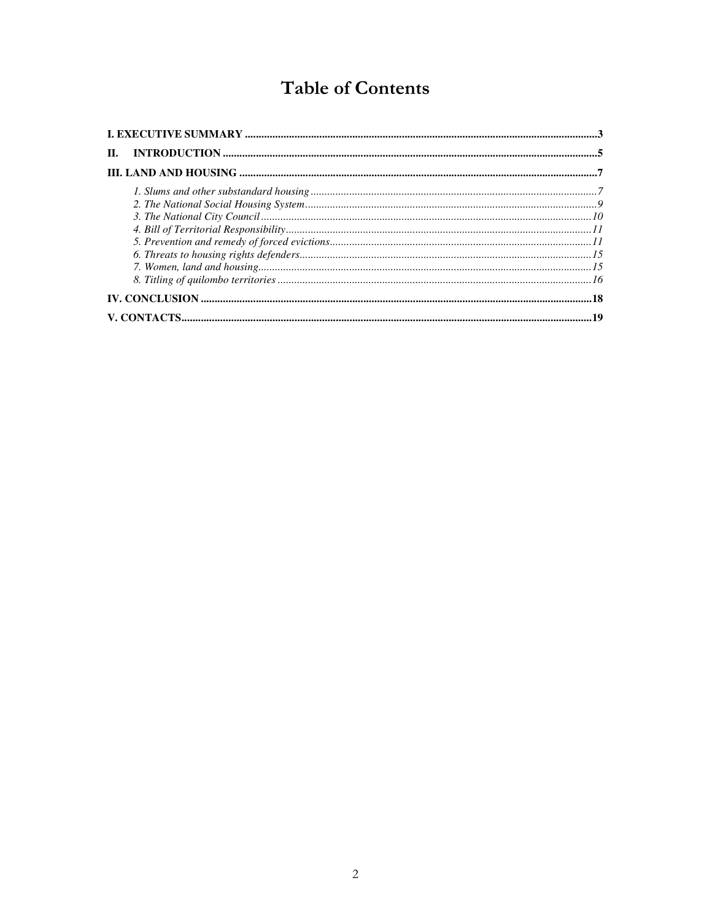# Table of Contents

**I. EXECUTIVE SUMMARY** .......... 3

**II. INTRODUCTION** .......... 5

**III. LAND AND HOUSING** .......... 7

- *1. Slums and other substandard housing* .......... *7*
- *2. The National Social Housing System* .......... *9*
- *3. The National City Council* .......... *10*
- *4. Bill of Territorial Responsibility* .......... *11*
- *5. Prevention and remedy of forced evictions* .......... *11*
- *6. Threats to housing rights defenders* .......... *15*
- *7. Women, land and housing* .......... *15*
- *8. Titling of quilombo territories* .......... *16*

**IV. CONCLUSION** .......... 18

**V. CONTACTS** .......... 19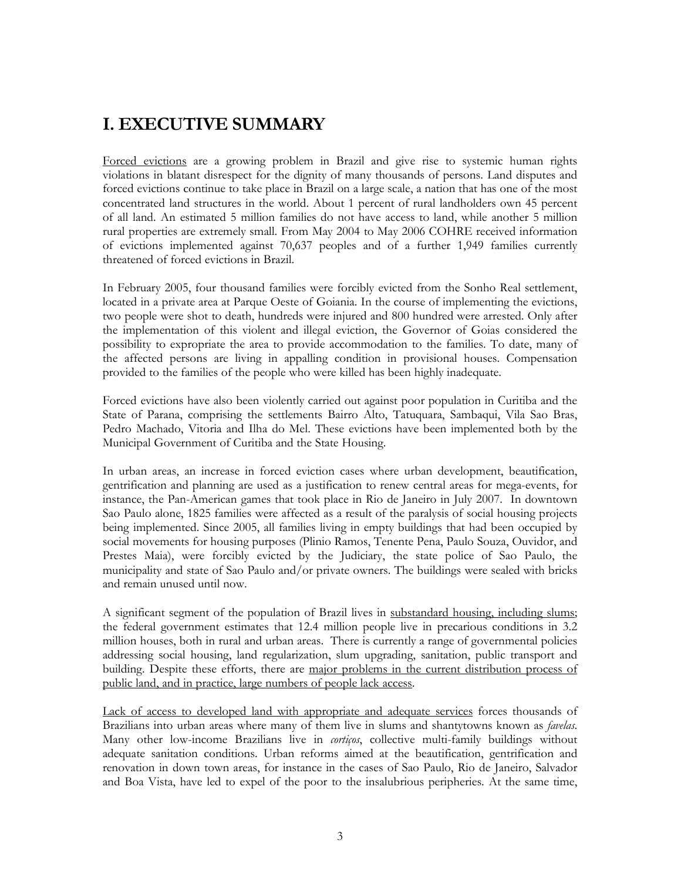# I. EXECUTIVE SUMMARY

Forced evictions are a growing problem in Brazil and give rise to systemic human rights violations in blatant disrespect for the dignity of many thousands of persons. Land disputes and forced evictions continue to take place in Brazil on a large scale, a nation that has one of the most concentrated land structures in the world. About 1 percent of rural landholders own 45 percent of all land. An estimated 5 million families do not have access to land, while another 5 million rural properties are extremely small. From May 2004 to May 2006 COHRE received information of evictions implemented against 70,637 peoples and of a further 1,949 families currently threatened of forced evictions in Brazil.

In February 2005, four thousand families were forcibly evicted from the Sonho Real settlement, located in a private area at Parque Oeste of Goiania. In the course of implementing the evictions, two people were shot to death, hundreds were injured and 800 hundred were arrested. Only after the implementation of this violent and illegal eviction, the Governor of Goias considered the possibility to expropriate the area to provide accommodation to the families. To date, many of the affected persons are living in appalling condition in provisional houses. Compensation provided to the families of the people who were killed has been highly inadequate.

Forced evictions have also been violently carried out against poor population in Curitiba and the State of Parana, comprising the settlements Bairro Alto, Tatuquara, Sambaqui, Vila Sao Bras, Pedro Machado, Vitoria and Ilha do Mel. These evictions have been implemented both by the Municipal Government of Curitiba and the State Housing.

In urban areas, an increase in forced eviction cases where urban development, beautification, gentrification and planning are used as a justification to renew central areas for mega-events, for instance, the Pan-American games that took place in Rio de Janeiro in July 2007. In downtown Sao Paulo alone, 1825 families were affected as a result of the paralysis of social housing projects being implemented. Since 2005, all families living in empty buildings that had been occupied by social movements for housing purposes (Plinio Ramos, Tenente Pena, Paulo Souza, Ouvidor, and Prestes Maia), were forcibly evicted by the Judiciary, the state police of Sao Paulo, the municipality and state of Sao Paulo and/or private owners. The buildings were sealed with bricks and remain unused until now.

A significant segment of the population of Brazil lives in substandard housing, including slums; the federal government estimates that 12.4 million people live in precarious conditions in 3.2 million houses, both in rural and urban areas. There is currently a range of governmental policies addressing social housing, land regularization, slum upgrading, sanitation, public transport and building. Despite these efforts, there are major problems in the current distribution process of public land, and in practice, large numbers of people lack access.

Lack of access to developed land with appropriate and adequate services forces thousands of Brazilians into urban areas where many of them live in slums and shantytowns known as *favelas*. Many other low-income Brazilians live in *cortiços*, collective multi-family buildings without adequate sanitation conditions. Urban reforms aimed at the beautification, gentrification and renovation in down town areas, for instance in the cases of Sao Paulo, Rio de Janeiro, Salvador and Boa Vista, have led to expel of the poor to the insalubrious peripheries. At the same time,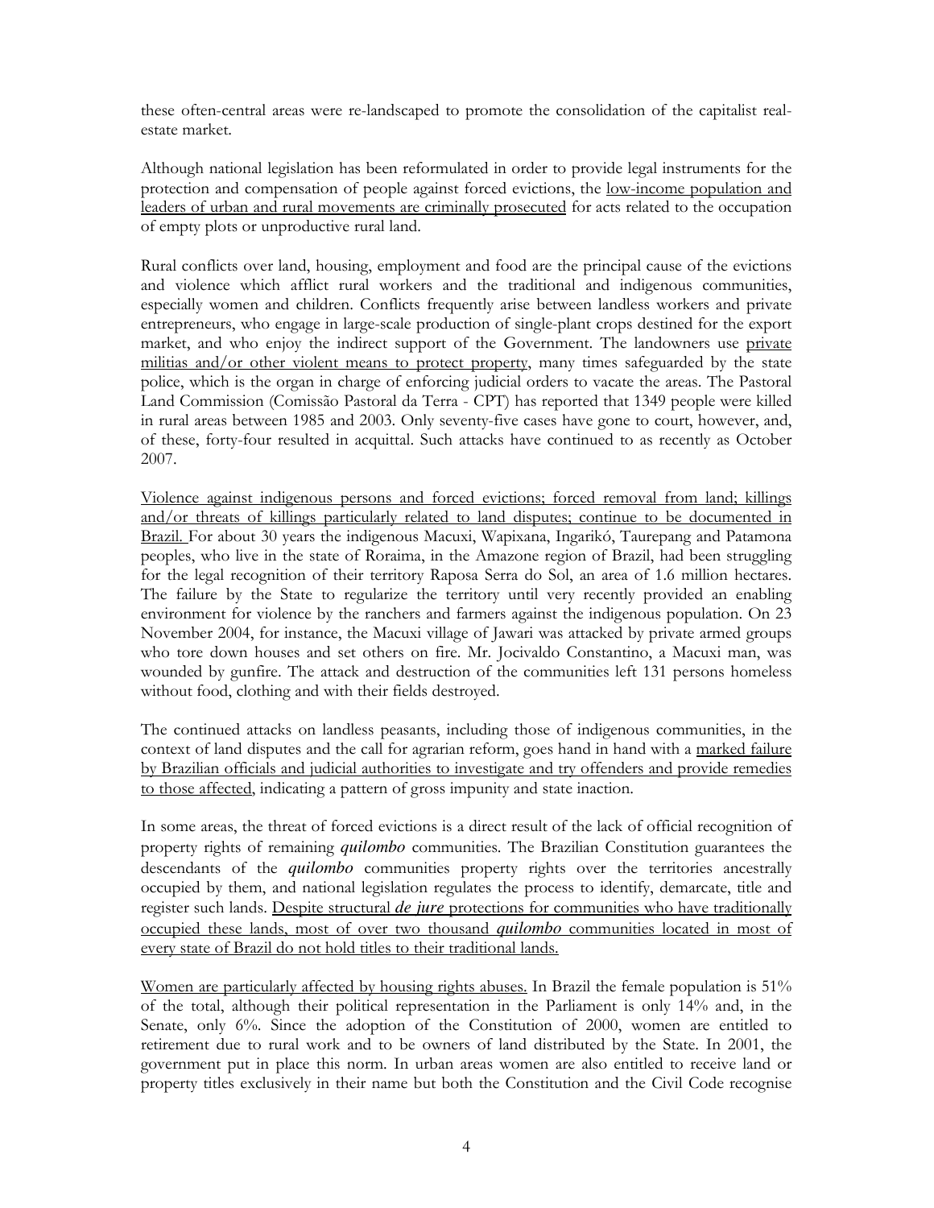these often-central areas were re-landscaped to promote the consolidation of the capitalist real-estate market.

Although national legislation has been reformulated in order to provide legal instruments for the protection and compensation of people against forced evictions, the <u>low-income population and leaders of urban and rural movements are criminally prosecuted</u> for acts related to the occupation of empty plots or unproductive rural land.

Rural conflicts over land, housing, employment and food are the principal cause of the evictions and violence which afflict rural workers and the traditional and indigenous communities, especially women and children. Conflicts frequently arise between landless workers and private entrepreneurs, who engage in large-scale production of single-plant crops destined for the export market, and who enjoy the indirect support of the Government. The landowners use <u>private militias and/or other violent means to protect property</u>, many times safeguarded by the state police, which is the organ in charge of enforcing judicial orders to vacate the areas. The Pastoral Land Commission (Comissão Pastoral da Terra - CPT) has reported that 1349 people were killed in rural areas between 1985 and 2003. Only seventy-five cases have gone to court, however, and, of these, forty-four resulted in acquittal. Such attacks have continued to as recently as October 2007.

<u>Violence against indigenous persons and forced evictions; forced removal from land; killings and/or threats of killings particularly related to land disputes; continue to be documented in Brazil.</u> For about 30 years the indigenous Macuxi, Wapixana, Ingarikó, Taurepang and Patamona peoples, who live in the state of Roraima, in the Amazone region of Brazil, had been struggling for the legal recognition of their territory Raposa Serra do Sol, an area of 1.6 million hectares. The failure by the State to regularize the territory until very recently provided an enabling environment for violence by the ranchers and farmers against the indigenous population. On 23 November 2004, for instance, the Macuxi village of Jawari was attacked by private armed groups who tore down houses and set others on fire. Mr. Jocivaldo Constantino, a Macuxi man, was wounded by gunfire. The attack and destruction of the communities left 131 persons homeless without food, clothing and with their fields destroyed.

The continued attacks on landless peasants, including those of indigenous communities, in the context of land disputes and the call for agrarian reform, goes hand in hand with a <u>marked failure by Brazilian officials and judicial authorities to investigate and try offenders and provide remedies to those affected</u>, indicating a pattern of gross impunity and state inaction.

In some areas, the threat of forced evictions is a direct result of the lack of official recognition of property rights of remaining ***quilombo*** communities. The Brazilian Constitution guarantees the descendants of the ***quilombo*** communities property rights over the territories ancestrally occupied by them, and national legislation regulates the process to identify, demarcate, title and register such lands. <u>Despite structural ***de jure*** protections for communities who have traditionally occupied these lands, most of over two thousand ***quilombo*** communities located in most of every state of Brazil do not hold titles to their traditional lands.</u>

<u>Women are particularly affected by housing rights abuses.</u> In Brazil the female population is 51% of the total, although their political representation in the Parliament is only 14% and, in the Senate, only 6%. Since the adoption of the Constitution of 2000, women are entitled to retirement due to rural work and to be owners of land distributed by the State. In 2001, the government put in place this norm. In urban areas women are also entitled to receive land or property titles exclusively in their name but both the Constitution and the Civil Code recognise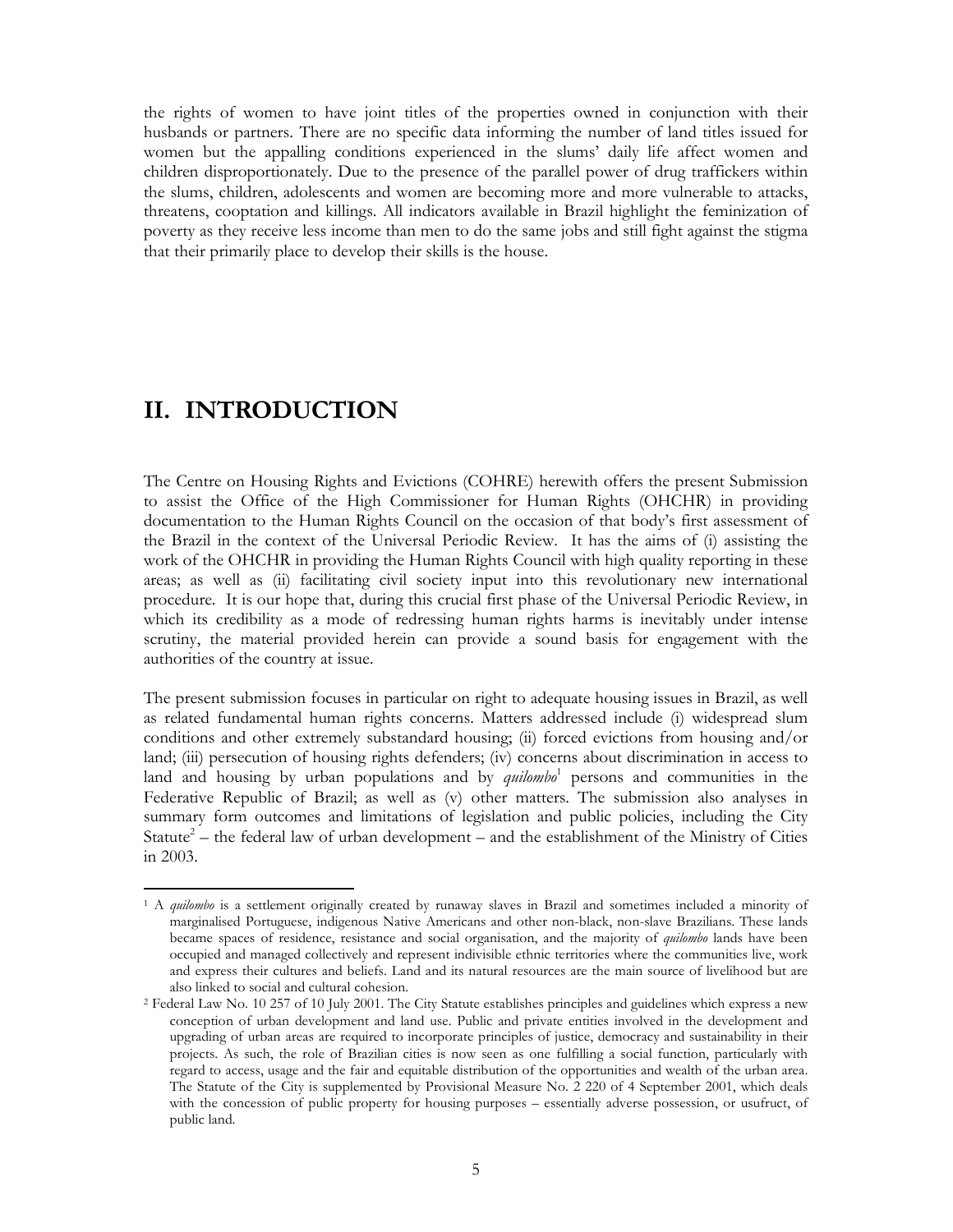the rights of women to have joint titles of the properties owned in conjunction with their husbands or partners. There are no specific data informing the number of land titles issued for women but the appalling conditions experienced in the slums' daily life affect women and children disproportionately. Due to the presence of the parallel power of drug traffickers within the slums, children, adolescents and women are becoming more and more vulnerable to attacks, threatens, cooptation and killings. All indicators available in Brazil highlight the feminization of poverty as they receive less income than men to do the same jobs and still fight against the stigma that their primarily place to develop their skills is the house.

# II. INTRODUCTION

The Centre on Housing Rights and Evictions (COHRE) herewith offers the present Submission to assist the Office of the High Commissioner for Human Rights (OHCHR) in providing documentation to the Human Rights Council on the occasion of that body's first assessment of the Brazil in the context of the Universal Periodic Review. It has the aims of (i) assisting the work of the OHCHR in providing the Human Rights Council with high quality reporting in these areas; as well as (ii) facilitating civil society input into this revolutionary new international procedure. It is our hope that, during this crucial first phase of the Universal Periodic Review, in which its credibility as a mode of redressing human rights harms is inevitably under intense scrutiny, the material provided herein can provide a sound basis for engagement with the authorities of the country at issue.

The present submission focuses in particular on right to adequate housing issues in Brazil, as well as related fundamental human rights concerns. Matters addressed include (i) widespread slum conditions and other extremely substandard housing; (ii) forced evictions from housing and/or land; (iii) persecution of housing rights defenders; (iv) concerns about discrimination in access to land and housing by urban populations and by *quilombo*[1] persons and communities in the Federative Republic of Brazil; as well as (v) other matters. The submission also analyses in summary form outcomes and limitations of legislation and public policies, including the City Statute[2] – the federal law of urban development – and the establishment of the Ministry of Cities in 2003.

---

[1] A *quilombo* is a settlement originally created by runaway slaves in Brazil and sometimes included a minority of marginalised Portuguese, indigenous Native Americans and other non-black, non-slave Brazilians. These lands became spaces of residence, resistance and social organisation, and the majority of *quilombo* lands have been occupied and managed collectively and represent indivisible ethnic territories where the communities live, work and express their cultures and beliefs. Land and its natural resources are the main source of livelihood but are also linked to social and cultural cohesion.

[2] Federal Law No. 10 257 of 10 July 2001. The City Statute establishes principles and guidelines which express a new conception of urban development and land use. Public and private entities involved in the development and upgrading of urban areas are required to incorporate principles of justice, democracy and sustainability in their projects. As such, the role of Brazilian cities is now seen as one fulfilling a social function, particularly with regard to access, usage and the fair and equitable distribution of the opportunities and wealth of the urban area. The Statute of the City is supplemented by Provisional Measure No. 2 220 of 4 September 2001, which deals with the concession of public property for housing purposes – essentially adverse possession, or usufruct, of public land.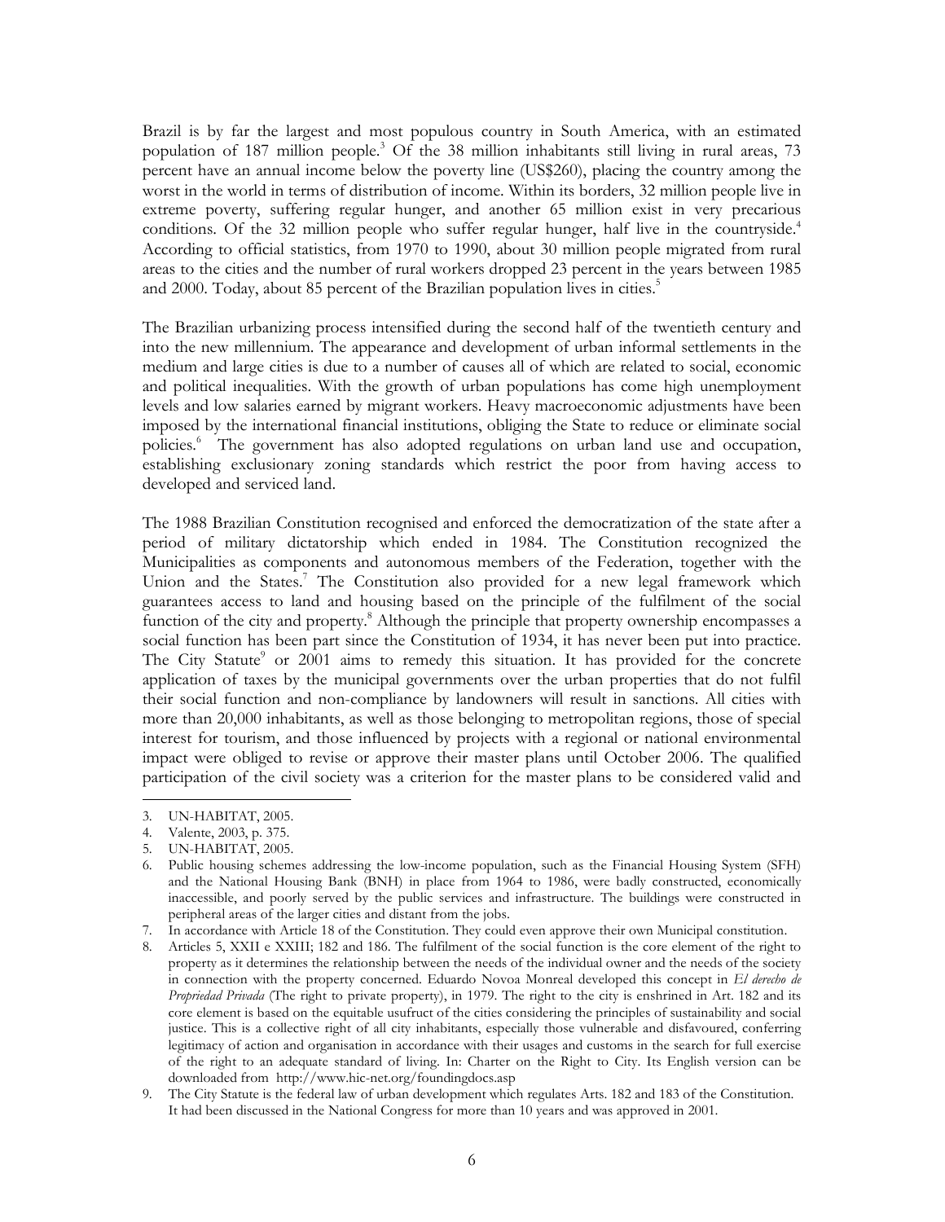Brazil is by far the largest and most populous country in South America, with an estimated population of 187 million people.[3] Of the 38 million inhabitants still living in rural areas, 73 percent have an annual income below the poverty line (US$260), placing the country among the worst in the world in terms of distribution of income. Within its borders, 32 million people live in extreme poverty, suffering regular hunger, and another 65 million exist in very precarious conditions. Of the 32 million people who suffer regular hunger, half live in the countryside.[4] According to official statistics, from 1970 to 1990, about 30 million people migrated from rural areas to the cities and the number of rural workers dropped 23 percent in the years between 1985 and 2000. Today, about 85 percent of the Brazilian population lives in cities.[5]

The Brazilian urbanizing process intensified during the second half of the twentieth century and into the new millennium. The appearance and development of urban informal settlements in the medium and large cities is due to a number of causes all of which are related to social, economic and political inequalities. With the growth of urban populations has come high unemployment levels and low salaries earned by migrant workers. Heavy macroeconomic adjustments have been imposed by the international financial institutions, obliging the State to reduce or eliminate social policies.[6] The government has also adopted regulations on urban land use and occupation, establishing exclusionary zoning standards which restrict the poor from having access to developed and serviced land.

The 1988 Brazilian Constitution recognised and enforced the democratization of the state after a period of military dictatorship which ended in 1984. The Constitution recognized the Municipalities as components and autonomous members of the Federation, together with the Union and the States.[7] The Constitution also provided for a new legal framework which guarantees access to land and housing based on the principle of the fulfilment of the social function of the city and property.[8] Although the principle that property ownership encompasses a social function has been part since the Constitution of 1934, it has never been put into practice. The City Statute[9] or 2001 aims to remedy this situation. It has provided for the concrete application of taxes by the municipal governments over the urban properties that do not fulfil their social function and non-compliance by landowners will result in sanctions. All cities with more than 20,000 inhabitants, as well as those belonging to metropolitan regions, those of special interest for tourism, and those influenced by projects with a regional or national environmental impact were obliged to revise or approve their master plans until October 2006. The qualified participation of the civil society was a criterion for the master plans to be considered valid and

---

3. UN-HABITAT, 2005.
4. Valente, 2003, p. 375.
5. UN-HABITAT, 2005.
6. Public housing schemes addressing the low-income population, such as the Financial Housing System (SFH) and the National Housing Bank (BNH) in place from 1964 to 1986, were badly constructed, economically inaccessible, and poorly served by the public services and infrastructure. The buildings were constructed in peripheral areas of the larger cities and distant from the jobs.
7. In accordance with Article 18 of the Constitution. They could even approve their own Municipal constitution.
8. Articles 5, XXII e XXIII; 182 and 186. The fulfilment of the social function is the core element of the right to property as it determines the relationship between the needs of the individual owner and the needs of the society in connection with the property concerned. Eduardo Novoa Monreal developed this concept in *El derecho de Propriedad Privada* (The right to private property), in 1979. The right to the city is enshrined in Art. 182 and its core element is based on the equitable usufruct of the cities considering the principles of sustainability and social justice. This is a collective right of all city inhabitants, especially those vulnerable and disfavoured, conferring legitimacy of action and organisation in accordance with their usages and customs in the search for full exercise of the right to an adequate standard of living. In: Charter on the Right to City. Its English version can be downloaded from http://www.hic-net.org/foundingdocs.asp
9. The City Statute is the federal law of urban development which regulates Arts. 182 and 183 of the Constitution. It had been discussed in the National Congress for more than 10 years and was approved in 2001.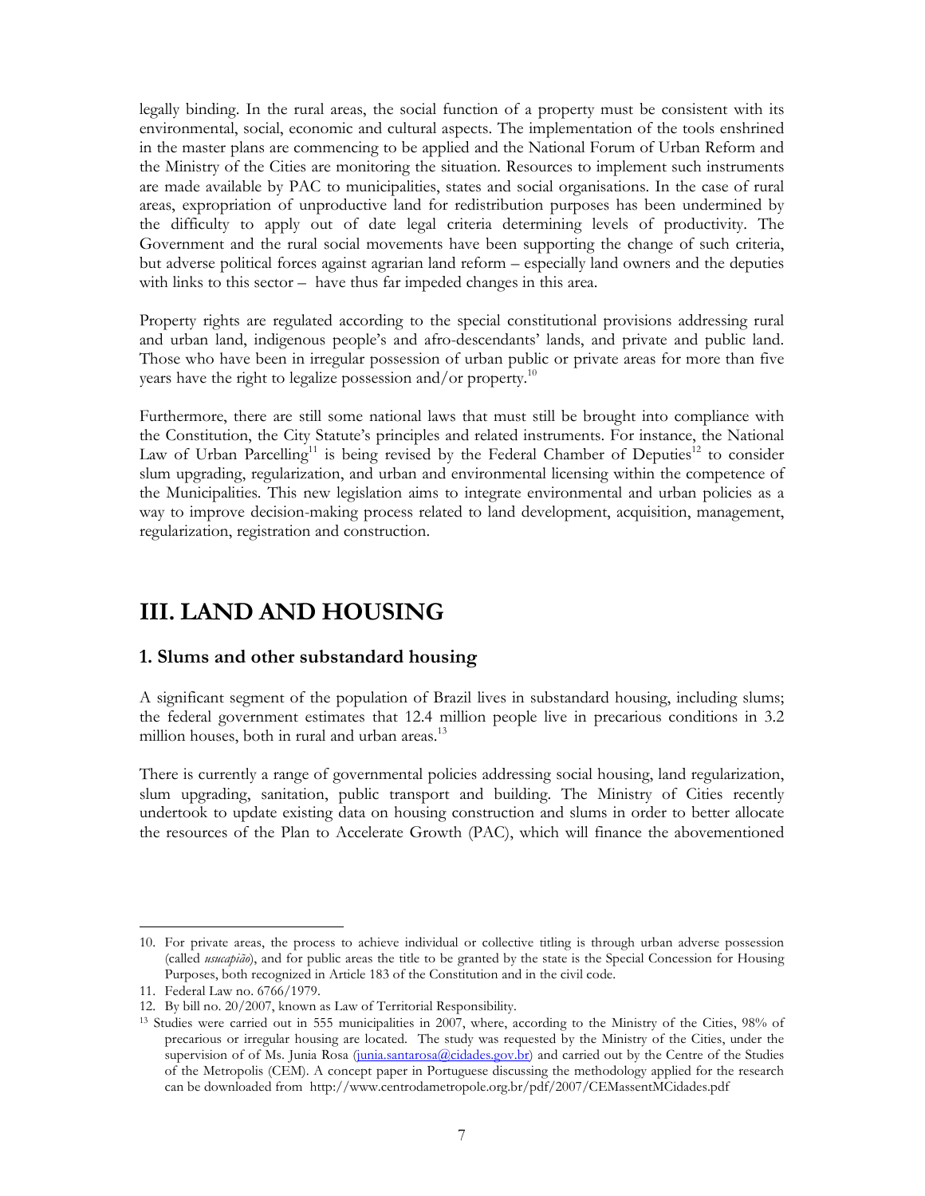legally binding. In the rural areas, the social function of a property must be consistent with its environmental, social, economic and cultural aspects. The implementation of the tools enshrined in the master plans are commencing to be applied and the National Forum of Urban Reform and the Ministry of the Cities are monitoring the situation. Resources to implement such instruments are made available by PAC to municipalities, states and social organisations. In the case of rural areas, expropriation of unproductive land for redistribution purposes has been undermined by the difficulty to apply out of date legal criteria determining levels of productivity. The Government and the rural social movements have been supporting the change of such criteria, but adverse political forces against agrarian land reform – especially land owners and the deputies with links to this sector – have thus far impeded changes in this area.

Property rights are regulated according to the special constitutional provisions addressing rural and urban land, indigenous people's and afro-descendants' lands, and private and public land. Those who have been in irregular possession of urban public or private areas for more than five years have the right to legalize possession and/or property.[10]

Furthermore, there are still some national laws that must still be brought into compliance with the Constitution, the City Statute's principles and related instruments. For instance, the National Law of Urban Parcelling[11] is being revised by the Federal Chamber of Deputies[12] to consider slum upgrading, regularization, and urban and environmental licensing within the competence of the Municipalities. This new legislation aims to integrate environmental and urban policies as a way to improve decision-making process related to land development, acquisition, management, regularization, registration and construction.

# III. LAND AND HOUSING

## 1. Slums and other substandard housing

A significant segment of the population of Brazil lives in substandard housing, including slums; the federal government estimates that 12.4 million people live in precarious conditions in 3.2 million houses, both in rural and urban areas.[13]

There is currently a range of governmental policies addressing social housing, land regularization, slum upgrading, sanitation, public transport and building. The Ministry of Cities recently undertook to update existing data on housing construction and slums in order to better allocate the resources of the Plan to Accelerate Growth (PAC), which will finance the abovementioned

---

10. For private areas, the process to achieve individual or collective titling is through urban adverse possession (called *usucapião*), and for public areas the title to be granted by the state is the Special Concession for Housing Purposes, both recognized in Article 183 of the Constitution and in the civil code.
11. Federal Law no. 6766/1979.
12. By bill no. 20/2007, known as Law of Territorial Responsibility.
13. Studies were carried out in 555 municipalities in 2007, where, according to the Ministry of the Cities, 98% of precarious or irregular housing are located. The study was requested by the Ministry of the Cities, under the supervision of of Ms. Junia Rosa (junia.santarosa@cidades.gov.br) and carried out by the Centre of the Studies of the Metropolis (CEM). A concept paper in Portuguese discussing the methodology applied for the research can be downloaded from http://www.centrodametropole.org.br/pdf/2007/CEMassentMCidades.pdf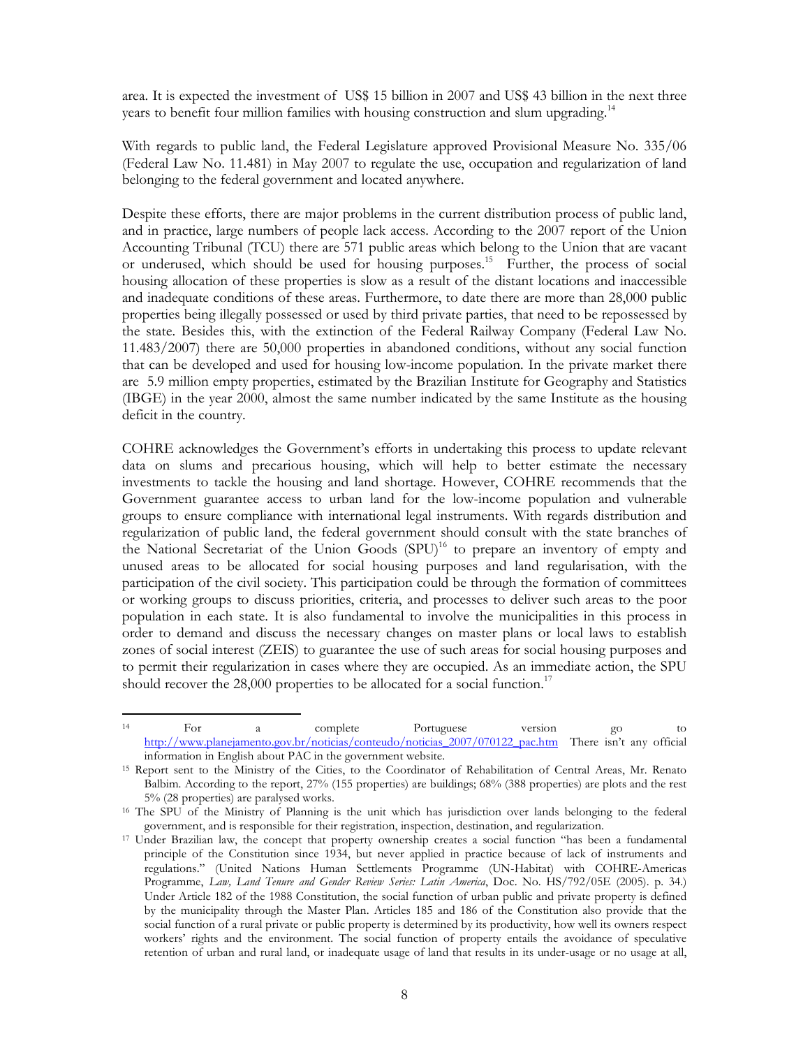area. It is expected the investment of US$ 15 billion in 2007 and US$ 43 billion in the next three years to benefit four million families with housing construction and slum upgrading.[14]

With regards to public land, the Federal Legislature approved Provisional Measure No. 335/06 (Federal Law No. 11.481) in May 2007 to regulate the use, occupation and regularization of land belonging to the federal government and located anywhere.

Despite these efforts, there are major problems in the current distribution process of public land, and in practice, large numbers of people lack access. According to the 2007 report of the Union Accounting Tribunal (TCU) there are 571 public areas which belong to the Union that are vacant or underused, which should be used for housing purposes.[15] Further, the process of social housing allocation of these properties is slow as a result of the distant locations and inaccessible and inadequate conditions of these areas. Furthermore, to date there are more than 28,000 public properties being illegally possessed or used by third private parties, that need to be repossessed by the state. Besides this, with the extinction of the Federal Railway Company (Federal Law No. 11.483/2007) there are 50,000 properties in abandoned conditions, without any social function that can be developed and used for housing low-income population. In the private market there are 5.9 million empty properties, estimated by the Brazilian Institute for Geography and Statistics (IBGE) in the year 2000, almost the same number indicated by the same Institute as the housing deficit in the country.

COHRE acknowledges the Government's efforts in undertaking this process to update relevant data on slums and precarious housing, which will help to better estimate the necessary investments to tackle the housing and land shortage. However, COHRE recommends that the Government guarantee access to urban land for the low-income population and vulnerable groups to ensure compliance with international legal instruments. With regards distribution and regularization of public land, the federal government should consult with the state branches of the National Secretariat of the Union Goods (SPU)[16] to prepare an inventory of empty and unused areas to be allocated for social housing purposes and land regularisation, with the participation of the civil society. This participation could be through the formation of committees or working groups to discuss priorities, criteria, and processes to deliver such areas to the poor population in each state. It is also fundamental to involve the municipalities in this process in order to demand and discuss the necessary changes on master plans or local laws to establish zones of social interest (ZEIS) to guarantee the use of such areas for social housing purposes and to permit their regularization in cases where they are occupied. As an immediate action, the SPU should recover the 28,000 properties to be allocated for a social function.[17]

---

[14] For a complete Portuguese version go to http://www.planejamento.gov.br/noticias/conteudo/noticias_2007/070122_pac.htm There isn't any official information in English about PAC in the government website.

[15] Report sent to the Ministry of the Cities, to the Coordinator of Rehabilitation of Central Areas, Mr. Renato Balbim. According to the report, 27% (155 properties) are buildings; 68% (388 properties) are plots and the rest 5% (28 properties) are paralysed works.

[16] The SPU of the Ministry of Planning is the unit which has jurisdiction over lands belonging to the federal government, and is responsible for their registration, inspection, destination, and regularization.

[17] Under Brazilian law, the concept that property ownership creates a social function "has been a fundamental principle of the Constitution since 1934, but never applied in practice because of lack of instruments and regulations." (United Nations Human Settlements Programme (UN-Habitat) with COHRE-Americas Programme, *Law, Land Tenure and Gender Review Series: Latin America*, Doc. No. HS/792/05E (2005). p. 34.) Under Article 182 of the 1988 Constitution, the social function of urban public and private property is defined by the municipality through the Master Plan. Articles 185 and 186 of the Constitution also provide that the social function of a rural private or public property is determined by its productivity, how well its owners respect workers' rights and the environment. The social function of property entails the avoidance of speculative retention of urban and rural land, or inadequate usage of land that results in its under-usage or no usage at all,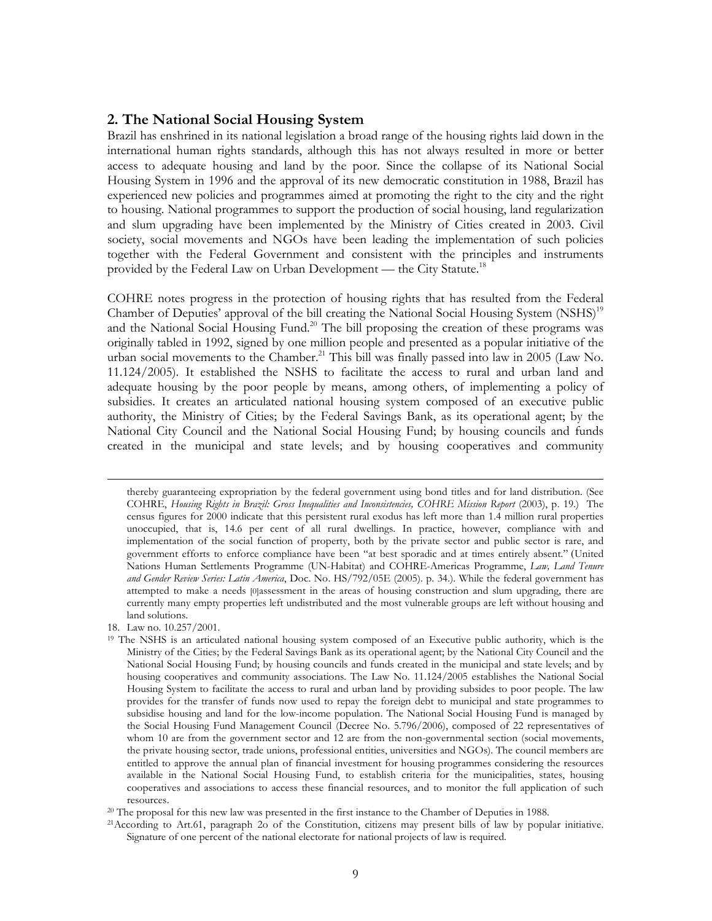## 2. The National Social Housing System

Brazil has enshrined in its national legislation a broad range of the housing rights laid down in the international human rights standards, although this has not always resulted in more or better access to adequate housing and land by the poor. Since the collapse of its National Social Housing System in 1996 and the approval of its new democratic constitution in 1988, Brazil has experienced new policies and programmes aimed at promoting the right to the city and the right to housing. National programmes to support the production of social housing, land regularization and slum upgrading have been implemented by the Ministry of Cities created in 2003. Civil society, social movements and NGOs have been leading the implementation of such policies together with the Federal Government and consistent with the principles and instruments provided by the Federal Law on Urban Development — the City Statute.[18]

COHRE notes progress in the protection of housing rights that has resulted from the Federal Chamber of Deputies' approval of the bill creating the National Social Housing System (NSHS)[19] and the National Social Housing Fund.[20] The bill proposing the creation of these programs was originally tabled in 1992, signed by one million people and presented as a popular initiative of the urban social movements to the Chamber.[21] This bill was finally passed into law in 2005 (Law No. 11.124/2005). It established the NSHS to facilitate the access to rural and urban land and adequate housing by the poor people by means, among others, of implementing a policy of subsidies. It creates an articulated national housing system composed of an executive public authority, the Ministry of Cities; by the Federal Savings Bank, as its operational agent; by the National City Council and the National Social Housing Fund; by housing councils and funds created in the municipal and state levels; and by housing cooperatives and community

---

thereby guaranteeing expropriation by the federal government using bond titles and for land distribution. (See COHRE, *Housing Rights in Brazil: Gross Inequalities and Inconsistencies, COHRE Mission Report* (2003), p. 19.) The census figures for 2000 indicate that this persistent rural exodus has left more than 1.4 million rural properties unoccupied, that is, 14.6 per cent of all rural dwellings. In practice, however, compliance with and implementation of the social function of property, both by the private sector and public sector is rare, and government efforts to enforce compliance have been "at best sporadic and at times entirely absent." (United Nations Human Settlements Programme (UN-Habitat) and COHRE-Americas Programme, *Law, Land Tenure and Gender Review Series: Latin America*, Doc. No. HS/792/05E (2005). p. 34.). While the federal government has attempted to make a needs [0]assessment in the areas of housing construction and slum upgrading, there are currently many empty properties left undistributed and the most vulnerable groups are left without housing and land solutions.

18. Law no. 10.257/2001.

19. The NSHS is an articulated national housing system composed of an Executive public authority, which is the Ministry of the Cities; by the Federal Savings Bank as its operational agent; by the National City Council and the National Social Housing Fund; by housing councils and funds created in the municipal and state levels; and by housing cooperatives and community associations. The Law No. 11.124/2005 establishes the National Social Housing System to facilitate the access to rural and urban land by providing subsides to poor people. The law provides for the transfer of funds now used to repay the foreign debt to municipal and state programmes to subsidise housing and land for the low-income population. The National Social Housing Fund is managed by the Social Housing Fund Management Council (Decree No. 5.796/2006), composed of 22 representatives of whom 10 are from the government sector and 12 are from the non-governmental section (social movements, the private housing sector, trade unions, professional entities, universities and NGOs). The council members are entitled to approve the annual plan of financial investment for housing programmes considering the resources available in the National Social Housing Fund, to establish criteria for the municipalities, states, housing cooperatives and associations to access these financial resources, and to monitor the full application of such resources.

20. The proposal for this new law was presented in the first instance to the Chamber of Deputies in 1988.

21. According to Art.61, paragraph 2o of the Constitution, citizens may present bills of law by popular initiative. Signature of one percent of the national electorate for national projects of law is required.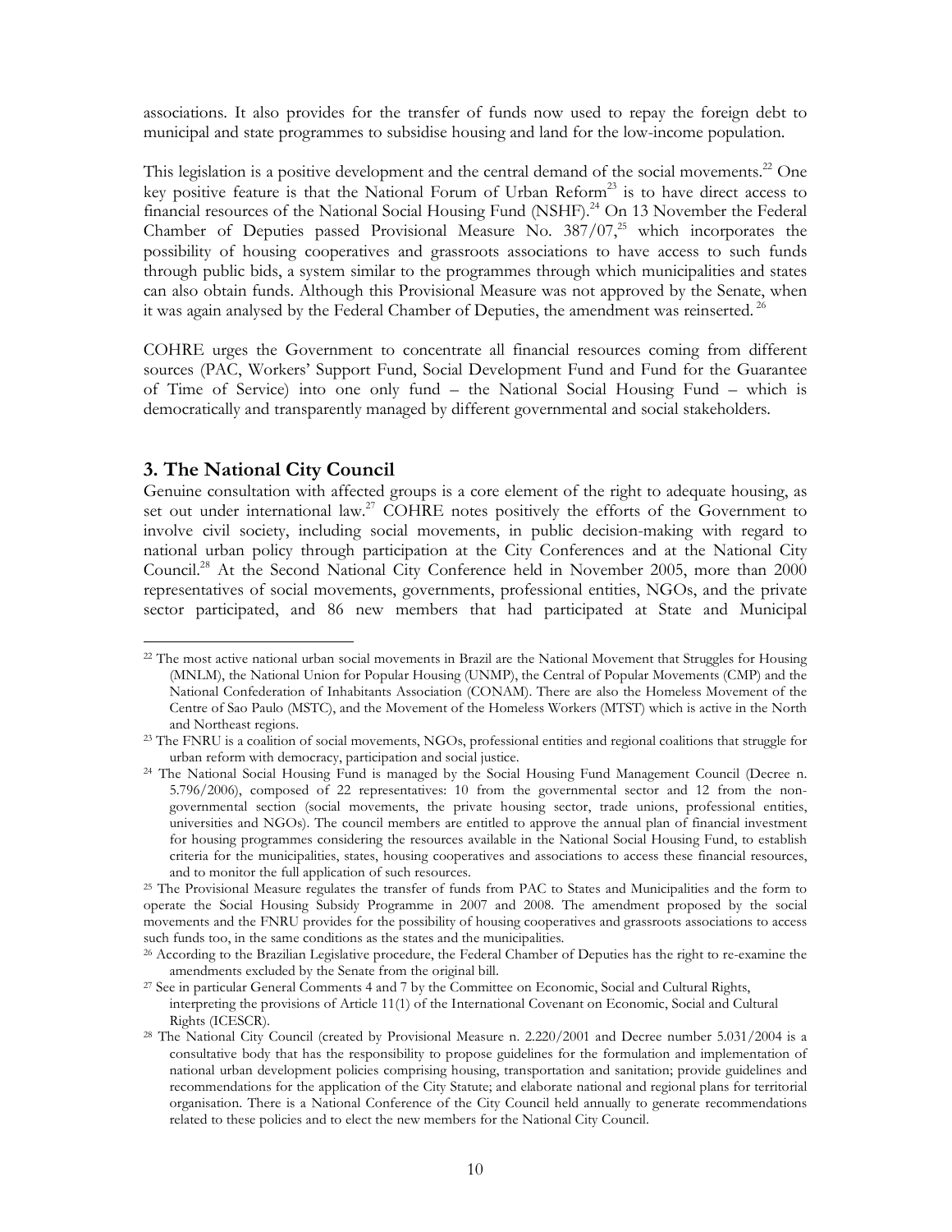associations. It also provides for the transfer of funds now used to repay the foreign debt to municipal and state programmes to subsidise housing and land for the low-income population.

This legislation is a positive development and the central demand of the social movements.[22] One key positive feature is that the National Forum of Urban Reform[23] is to have direct access to financial resources of the National Social Housing Fund (NSHF).[24] On 13 November the Federal Chamber of Deputies passed Provisional Measure No. 387/07,[25] which incorporates the possibility of housing cooperatives and grassroots associations to have access to such funds through public bids, a system similar to the programmes through which municipalities and states can also obtain funds. Although this Provisional Measure was not approved by the Senate, when it was again analysed by the Federal Chamber of Deputies, the amendment was reinserted.[26]

COHRE urges the Government to concentrate all financial resources coming from different sources (PAC, Workers' Support Fund, Social Development Fund and Fund for the Guarantee of Time of Service) into one only fund – the National Social Housing Fund – which is democratically and transparently managed by different governmental and social stakeholders.

## 3. The National City Council

Genuine consultation with affected groups is a core element of the right to adequate housing, as set out under international law.[27] COHRE notes positively the efforts of the Government to involve civil society, including social movements, in public decision-making with regard to national urban policy through participation at the City Conferences and at the National City Council.[28] At the Second National City Conference held in November 2005, more than 2000 representatives of social movements, governments, professional entities, NGOs, and the private sector participated, and 86 new members that had participated at State and Municipal

---

[22] The most active national urban social movements in Brazil are the National Movement that Struggles for Housing (MNLM), the National Union for Popular Housing (UNMP), the Central of Popular Movements (CMP) and the National Confederation of Inhabitants Association (CONAM). There are also the Homeless Movement of the Centre of Sao Paulo (MSTC), and the Movement of the Homeless Workers (MTST) which is active in the North and Northeast regions.

[23] The FNRU is a coalition of social movements, NGOs, professional entities and regional coalitions that struggle for urban reform with democracy, participation and social justice.

[24] The National Social Housing Fund is managed by the Social Housing Fund Management Council (Decree n. 5.796/2006), composed of 22 representatives: 10 from the governmental sector and 12 from the non-governmental section (social movements, the private housing sector, trade unions, professional entities, universities and NGOs). The council members are entitled to approve the annual plan of financial investment for housing programmes considering the resources available in the National Social Housing Fund, to establish criteria for the municipalities, states, housing cooperatives and associations to access these financial resources, and to monitor the full application of such resources.

[25] The Provisional Measure regulates the transfer of funds from PAC to States and Municipalities and the form to operate the Social Housing Subsidy Programme in 2007 and 2008. The amendment proposed by the social movements and the FNRU provides for the possibility of housing cooperatives and grassroots associations to access such funds too, in the same conditions as the states and the municipalities.

[26] According to the Brazilian Legislative procedure, the Federal Chamber of Deputies has the right to re-examine the amendments excluded by the Senate from the original bill.

[27] See in particular General Comments 4 and 7 by the Committee on Economic, Social and Cultural Rights, interpreting the provisions of Article 11(1) of the International Covenant on Economic, Social and Cultural Rights (ICESCR).

[28] The National City Council (created by Provisional Measure n. 2.220/2001 and Decree number 5.031/2004 is a consultative body that has the responsibility to propose guidelines for the formulation and implementation of national urban development policies comprising housing, transportation and sanitation; provide guidelines and recommendations for the application of the City Statute; and elaborate national and regional plans for territorial organisation. There is a National Conference of the City Council held annually to generate recommendations related to these policies and to elect the new members for the National City Council.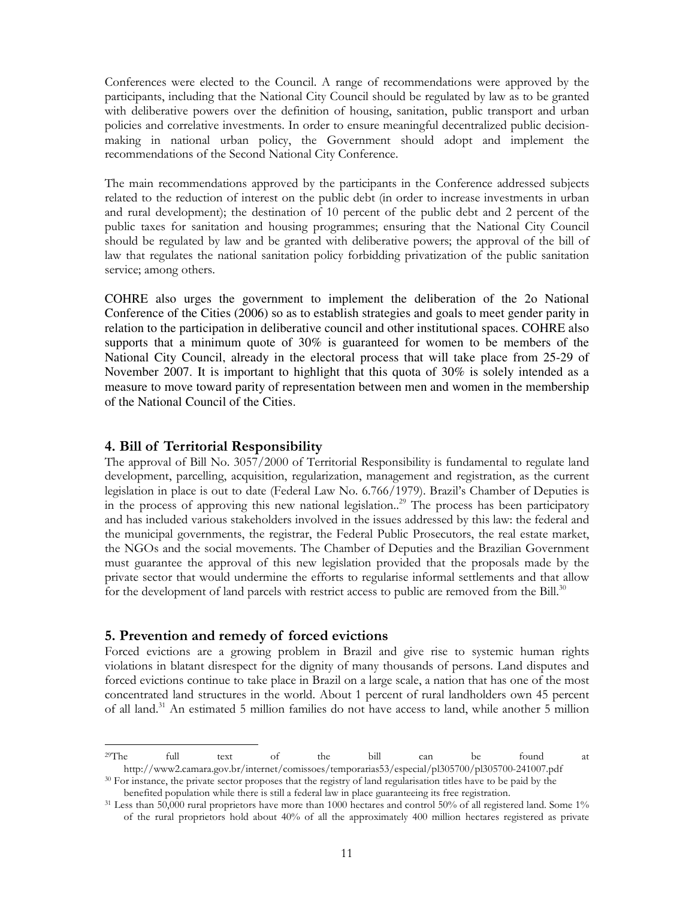Conferences were elected to the Council. A range of recommendations were approved by the participants, including that the National City Council should be regulated by law as to be granted with deliberative powers over the definition of housing, sanitation, public transport and urban policies and correlative investments. In order to ensure meaningful decentralized public decision-making in national urban policy, the Government should adopt and implement the recommendations of the Second National City Conference.

The main recommendations approved by the participants in the Conference addressed subjects related to the reduction of interest on the public debt (in order to increase investments in urban and rural development); the destination of 10 percent of the public debt and 2 percent of the public taxes for sanitation and housing programmes; ensuring that the National City Council should be regulated by law and be granted with deliberative powers; the approval of the bill of law that regulates the national sanitation policy forbidding privatization of the public sanitation service; among others.

COHRE also urges the government to implement the deliberation of the 2o National Conference of the Cities (2006) so as to establish strategies and goals to meet gender parity in relation to the participation in deliberative council and other institutional spaces. COHRE also supports that a minimum quote of 30% is guaranteed for women to be members of the National City Council, already in the electoral process that will take place from 25-29 of November 2007. It is important to highlight that this quota of 30% is solely intended as a measure to move toward parity of representation between men and women in the membership of the National Council of the Cities.

## 4. Bill of Territorial Responsibility

The approval of Bill No. 3057/2000 of Territorial Responsibility is fundamental to regulate land development, parcelling, acquisition, regularization, management and registration, as the current legislation in place is out to date (Federal Law No. 6.766/1979). Brazil's Chamber of Deputies is in the process of approving this new national legislation..[29] The process has been participatory and has included various stakeholders involved in the issues addressed by this law: the federal and the municipal governments, the registrar, the Federal Public Prosecutors, the real estate market, the NGOs and the social movements. The Chamber of Deputies and the Brazilian Government must guarantee the approval of this new legislation provided that the proposals made by the private sector that would undermine the efforts to regularise informal settlements and that allow for the development of land parcels with restrict access to public are removed from the Bill.[30]

## 5. Prevention and remedy of forced evictions

Forced evictions are a growing problem in Brazil and give rise to systemic human rights violations in blatant disrespect for the dignity of many thousands of persons. Land disputes and forced evictions continue to take place in Brazil on a large scale, a nation that has one of the most concentrated land structures in the world. About 1 percent of rural landholders own 45 percent of all land.[31] An estimated 5 million families do not have access to land, while another 5 million

---

[29] The full text of the bill can be found at http://www2.camara.gov.br/internet/comissoes/temporarias53/especial/pl305700/pl305700-241007.pdf

[30] For instance, the private sector proposes that the registry of land regularisation titles have to be paid by the benefited population while there is still a federal law in place guaranteeing its free registration.

[31] Less than 50,000 rural proprietors have more than 1000 hectares and control 50% of all registered land. Some 1% of the rural proprietors hold about 40% of all the approximately 400 million hectares registered as private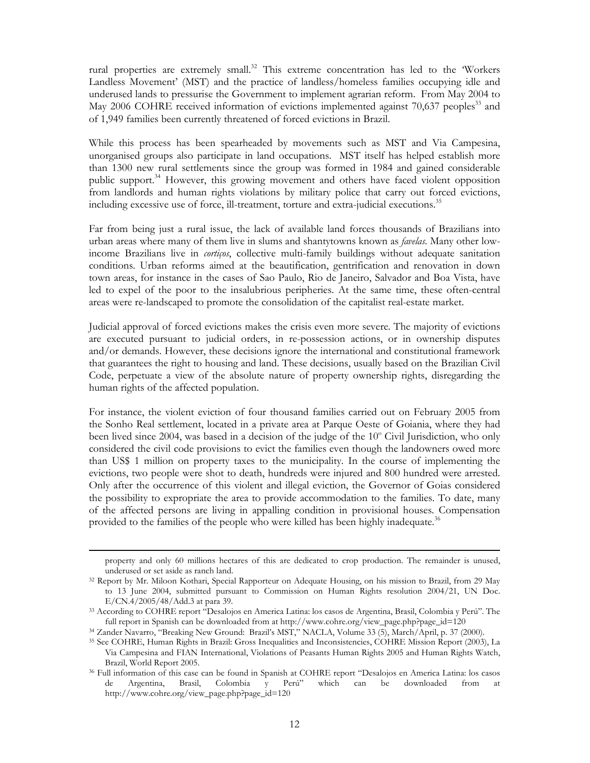rural properties are extremely small.[32] This extreme concentration has led to the 'Workers Landless Movement' (MST) and the practice of landless/homeless families occupying idle and underused lands to pressurise the Government to implement agrarian reform. From May 2004 to May 2006 COHRE received information of evictions implemented against 70,637 peoples[33] and of 1,949 families been currently threatened of forced evictions in Brazil.

While this process has been spearheaded by movements such as MST and Via Campesina, unorganised groups also participate in land occupations. MST itself has helped establish more than 1300 new rural settlements since the group was formed in 1984 and gained considerable public support.[34] However, this growing movement and others have faced violent opposition from landlords and human rights violations by military police that carry out forced evictions, including excessive use of force, ill-treatment, torture and extra-judicial executions.[35]

Far from being just a rural issue, the lack of available land forces thousands of Brazilians into urban areas where many of them live in slums and shantytowns known as *favelas*. Many other low-income Brazilians live in *cortiços*, collective multi-family buildings without adequate sanitation conditions. Urban reforms aimed at the beautification, gentrification and renovation in down town areas, for instance in the cases of Sao Paulo, Rio de Janeiro, Salvador and Boa Vista, have led to expel of the poor to the insalubrious peripheries. At the same time, these often-central areas were re-landscaped to promote the consolidation of the capitalist real-estate market.

Judicial approval of forced evictions makes the crisis even more severe. The majority of evictions are executed pursuant to judicial orders, in re-possession actions, or in ownership disputes and/or demands. However, these decisions ignore the international and constitutional framework that guarantees the right to housing and land. These decisions, usually based on the Brazilian Civil Code, perpetuate a view of the absolute nature of property ownership rights, disregarding the human rights of the affected population.

For instance, the violent eviction of four thousand families carried out on February 2005 from the Sonho Real settlement, located in a private area at Parque Oeste of Goiania, where they had been lived since 2004, was based in a decision of the judge of the 10º Civil Jurisdiction, who only considered the civil code provisions to evict the families even though the landowners owed more than US$ 1 million on property taxes to the municipality. In the course of implementing the evictions, two people were shot to death, hundreds were injured and 800 hundred were arrested. Only after the occurrence of this violent and illegal eviction, the Governor of Goias considered the possibility to expropriate the area to provide accommodation to the families. To date, many of the affected persons are living in appalling condition in provisional houses. Compensation provided to the families of the people who were killed has been highly inadequate.[36]

---

property and only 60 millions hectares of this are dedicated to crop production. The remainder is unused, underused or set aside as ranch land.

[32] Report by Mr. Miloon Kothari, Special Rapporteur on Adequate Housing, on his mission to Brazil, from 29 May to 13 June 2004, submitted pursuant to Commission on Human Rights resolution 2004/21, UN Doc. E/CN.4/2005/48/Add.3 at para 39.

[33] According to COHRE report "Desalojos en America Latina: los casos de Argentina, Brasil, Colombia y Perú". The full report in Spanish can be downloaded from at http://www.cohre.org/view_page.php?page_id=120

[34] Zander Navarro, "Breaking New Ground: Brazil's MST," NACLA, Volume 33 (5), March/April, p. 37 (2000).

[35] See COHRE, Human Rights in Brazil: Gross Inequalities and Inconsistencies, COHRE Mission Report (2003), La Via Campesina and FIAN International, Violations of Peasants Human Rights 2005 and Human Rights Watch, Brazil, World Report 2005.

[36] Full information of this case can be found in Spanish at COHRE report "Desalojos en America Latina: los casos de Argentina, Brasil, Colombia y Perú" which can be downloaded from at http://www.cohre.org/view_page.php?page_id=120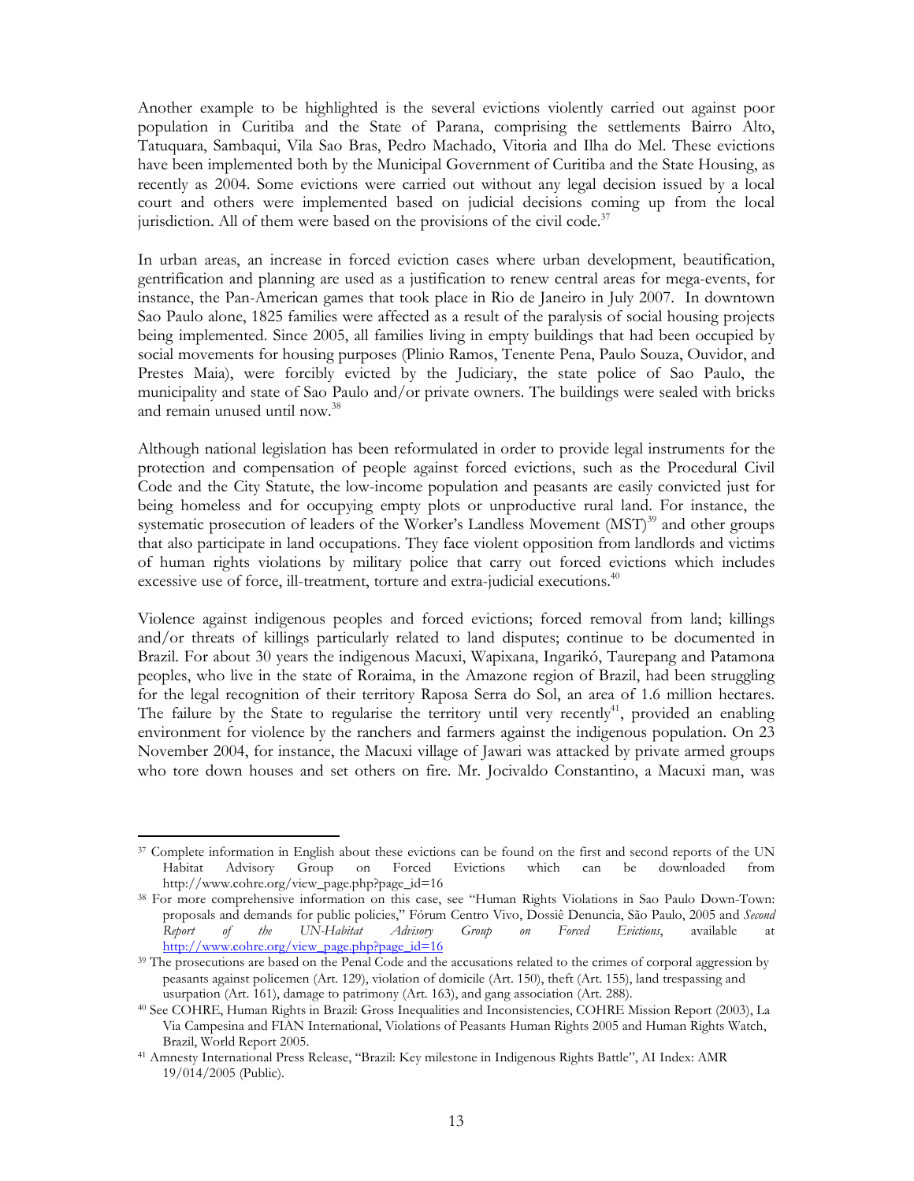Another example to be highlighted is the several evictions violently carried out against poor population in Curitiba and the State of Parana, comprising the settlements Bairro Alto, Tatuquara, Sambaqui, Vila Sao Bras, Pedro Machado, Vitoria and Ilha do Mel. These evictions have been implemented both by the Municipal Government of Curitiba and the State Housing, as recently as 2004. Some evictions were carried out without any legal decision issued by a local court and others were implemented based on judicial decisions coming up from the local jurisdiction. All of them were based on the provisions of the civil code.[37]

In urban areas, an increase in forced eviction cases where urban development, beautification, gentrification and planning are used as a justification to renew central areas for mega-events, for instance, the Pan-American games that took place in Rio de Janeiro in July 2007. In downtown Sao Paulo alone, 1825 families were affected as a result of the paralysis of social housing projects being implemented. Since 2005, all families living in empty buildings that had been occupied by social movements for housing purposes (Plinio Ramos, Tenente Pena, Paulo Souza, Ouvidor, and Prestes Maia), were forcibly evicted by the Judiciary, the state police of Sao Paulo, the municipality and state of Sao Paulo and/or private owners. The buildings were sealed with bricks and remain unused until now.[38]

Although national legislation has been reformulated in order to provide legal instruments for the protection and compensation of people against forced evictions, such as the Procedural Civil Code and the City Statute, the low-income population and peasants are easily convicted just for being homeless and for occupying empty plots or unproductive rural land. For instance, the systematic prosecution of leaders of the Worker's Landless Movement (MST)[39] and other groups that also participate in land occupations. They face violent opposition from landlords and victims of human rights violations by military police that carry out forced evictions which includes excessive use of force, ill-treatment, torture and extra-judicial executions.[40]

Violence against indigenous peoples and forced evictions; forced removal from land; killings and/or threats of killings particularly related to land disputes; continue to be documented in Brazil. For about 30 years the indigenous Macuxi, Wapixana, Ingarikó, Taurepang and Patamona peoples, who live in the state of Roraima, in the Amazone region of Brazil, had been struggling for the legal recognition of their territory Raposa Serra do Sol, an area of 1.6 million hectares. The failure by the State to regularise the territory until very recently[41], provided an enabling environment for violence by the ranchers and farmers against the indigenous population. On 23 November 2004, for instance, the Macuxi village of Jawari was attacked by private armed groups who tore down houses and set others on fire. Mr. Jocivaldo Constantino, a Macuxi man, was

---

[37] Complete information in English about these evictions can be found on the first and second reports of the UN Habitat Advisory Group on Forced Evictions which can be downloaded from http://www.cohre.org/view_page.php?page_id=16

[38] For more comprehensive information on this case, see "Human Rights Violations in Sao Paulo Down-Town: proposals and demands for public policies," Fórum Centro Vivo, Dossiê Denuncia, São Paulo, 2005 and *Second Report of the UN-Habitat Advisory Group on Forced Evictions*, available at http://www.cohre.org/view_page.php?page_id=16

[39] The prosecutions are based on the Penal Code and the accusations related to the crimes of corporal aggression by peasants against policemen (Art. 129), violation of domicile (Art. 150), theft (Art. 155), land trespassing and usurpation (Art. 161), damage to patrimony (Art. 163), and gang association (Art. 288).

[40] See COHRE, Human Rights in Brazil: Gross Inequalities and Inconsistencies, COHRE Mission Report (2003), La Via Campesina and FIAN International, Violations of Peasants Human Rights 2005 and Human Rights Watch, Brazil, World Report 2005.

[41] Amnesty International Press Release, "Brazil: Key milestone in Indigenous Rights Battle", AI Index: AMR 19/014/2005 (Public).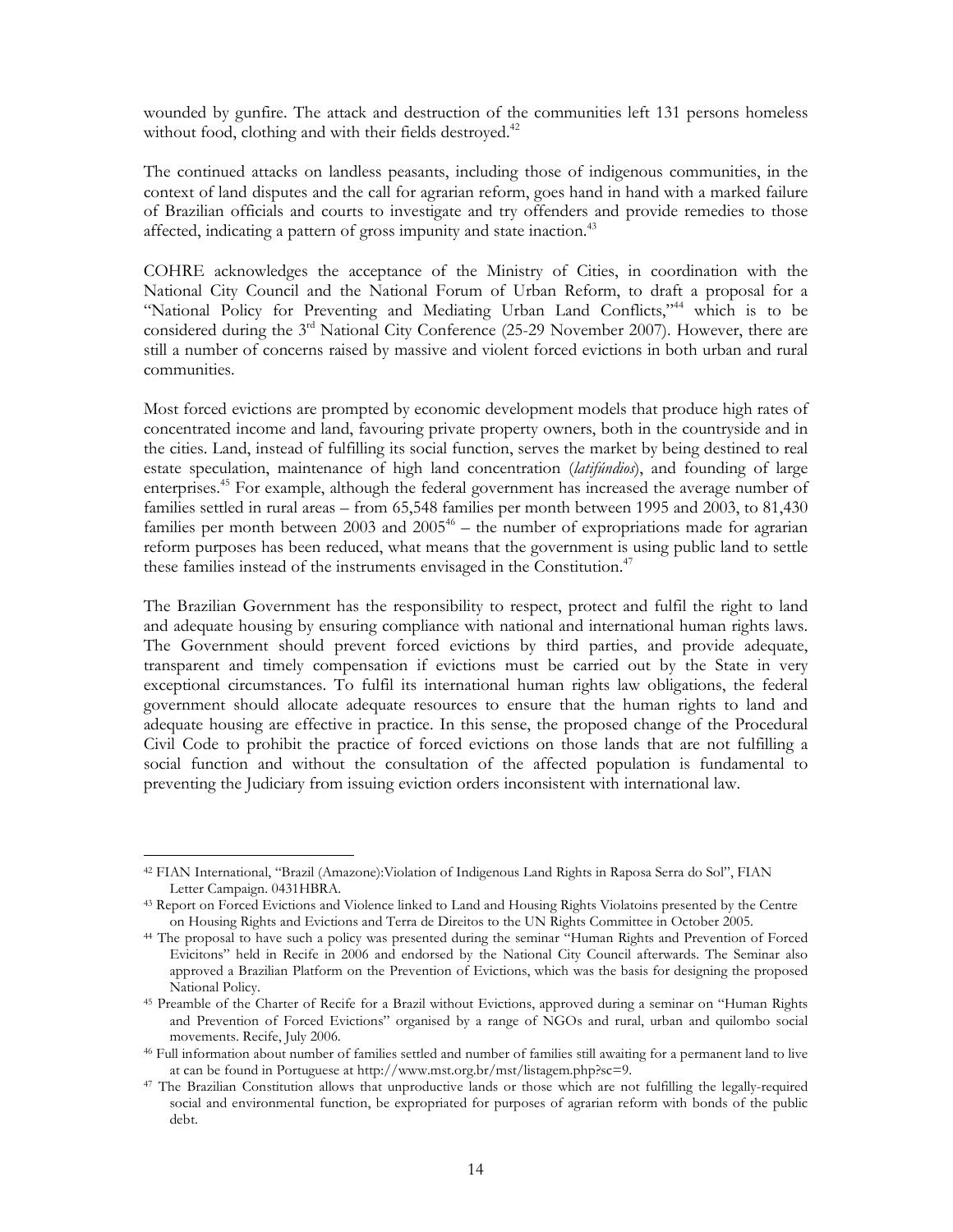wounded by gunfire. The attack and destruction of the communities left 131 persons homeless without food, clothing and with their fields destroyed.[42]

The continued attacks on landless peasants, including those of indigenous communities, in the context of land disputes and the call for agrarian reform, goes hand in hand with a marked failure of Brazilian officials and courts to investigate and try offenders and provide remedies to those affected, indicating a pattern of gross impunity and state inaction.[43]

COHRE acknowledges the acceptance of the Ministry of Cities, in coordination with the National City Council and the National Forum of Urban Reform, to draft a proposal for a "National Policy for Preventing and Mediating Urban Land Conflicts,"[44] which is to be considered during the 3rd National City Conference (25-29 November 2007). However, there are still a number of concerns raised by massive and violent forced evictions in both urban and rural communities.

Most forced evictions are prompted by economic development models that produce high rates of concentrated income and land, favouring private property owners, both in the countryside and in the cities. Land, instead of fulfilling its social function, serves the market by being destined to real estate speculation, maintenance of high land concentration (*latifúndios*), and founding of large enterprises.[45] For example, although the federal government has increased the average number of families settled in rural areas – from 65,548 families per month between 1995 and 2003, to 81,430 families per month between 2003 and 2005[46] – the number of expropriations made for agrarian reform purposes has been reduced, what means that the government is using public land to settle these families instead of the instruments envisaged in the Constitution.[47]

The Brazilian Government has the responsibility to respect, protect and fulfil the right to land and adequate housing by ensuring compliance with national and international human rights laws. The Government should prevent forced evictions by third parties, and provide adequate, transparent and timely compensation if evictions must be carried out by the State in very exceptional circumstances. To fulfil its international human rights law obligations, the federal government should allocate adequate resources to ensure that the human rights to land and adequate housing are effective in practice. In this sense, the proposed change of the Procedural Civil Code to prohibit the practice of forced evictions on those lands that are not fulfilling a social function and without the consultation of the affected population is fundamental to preventing the Judiciary from issuing eviction orders inconsistent with international law.

---

[42] FIAN International, "Brazil (Amazone):Violation of Indigenous Land Rights in Raposa Serra do Sol", FIAN Letter Campaign. 0431HBRA.

[43] Report on Forced Evictions and Violence linked to Land and Housing Rights Violatoins presented by the Centre on Housing Rights and Evictions and Terra de Direitos to the UN Rights Committee in October 2005.

[44] The proposal to have such a policy was presented during the seminar "Human Rights and Prevention of Forced Evicitons" held in Recife in 2006 and endorsed by the National City Council afterwards. The Seminar also approved a Brazilian Platform on the Prevention of Evictions, which was the basis for designing the proposed National Policy.

[45] Preamble of the Charter of Recife for a Brazil without Evictions, approved during a seminar on "Human Rights and Prevention of Forced Evictions" organised by a range of NGOs and rural, urban and quilombo social movements. Recife, July 2006.

[46] Full information about number of families settled and number of families still awaiting for a permanent land to live at can be found in Portuguese at http://www.mst.org.br/mst/listagem.php?sc=9.

[47] The Brazilian Constitution allows that unproductive lands or those which are not fulfilling the legally-required social and environmental function, be expropriated for purposes of agrarian reform with bonds of the public debt.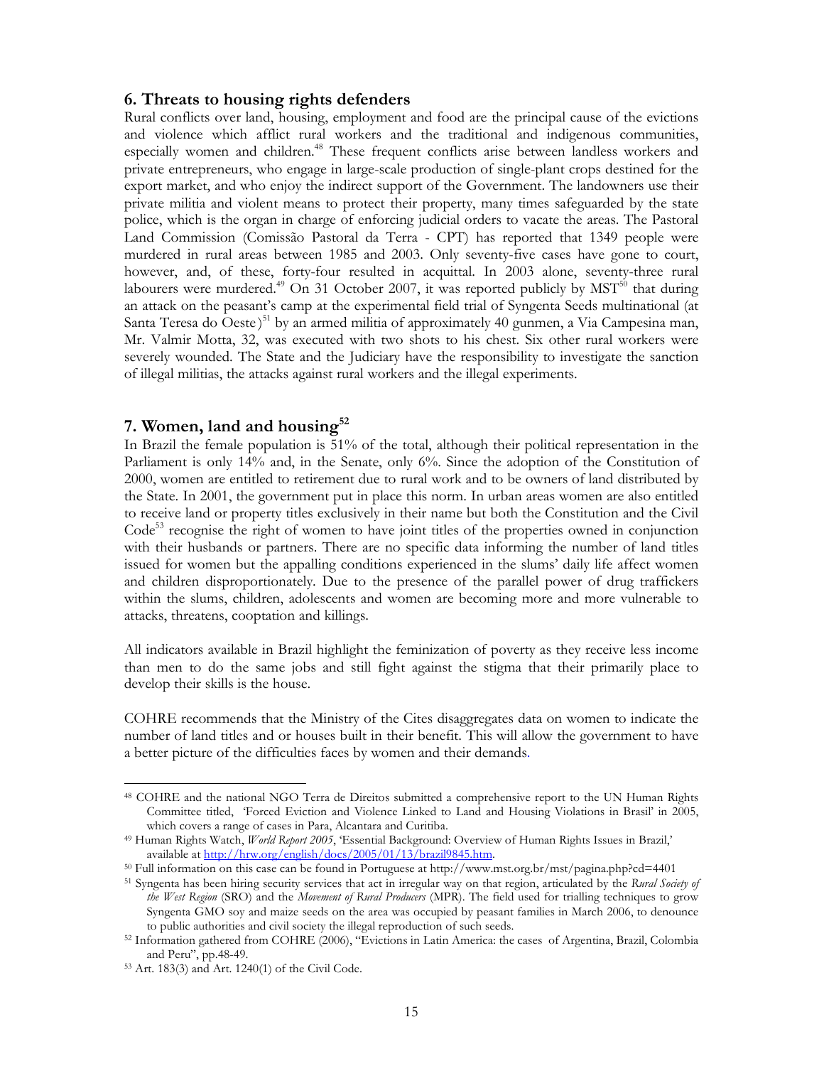## 6. Threats to housing rights defenders

Rural conflicts over land, housing, employment and food are the principal cause of the evictions and violence which afflict rural workers and the traditional and indigenous communities, especially women and children.[48] These frequent conflicts arise between landless workers and private entrepreneurs, who engage in large-scale production of single-plant crops destined for the export market, and who enjoy the indirect support of the Government. The landowners use their private militia and violent means to protect their property, many times safeguarded by the state police, which is the organ in charge of enforcing judicial orders to vacate the areas. The Pastoral Land Commission (Comissão Pastoral da Terra - CPT) has reported that 1349 people were murdered in rural areas between 1985 and 2003. Only seventy-five cases have gone to court, however, and, of these, forty-four resulted in acquittal. In 2003 alone, seventy-three rural labourers were murdered.[49] On 31 October 2007, it was reported publicly by MST[50] that during an attack on the peasant's camp at the experimental field trial of Syngenta Seeds multinational (at Santa Teresa do Oeste)[51] by an armed militia of approximately 40 gunmen, a Via Campesina man, Mr. Valmir Motta, 32, was executed with two shots to his chest. Six other rural workers were severely wounded. The State and the Judiciary have the responsibility to investigate the sanction of illegal militias, the attacks against rural workers and the illegal experiments.

## 7. Women, land and housing[52]

In Brazil the female population is 51% of the total, although their political representation in the Parliament is only 14% and, in the Senate, only 6%. Since the adoption of the Constitution of 2000, women are entitled to retirement due to rural work and to be owners of land distributed by the State. In 2001, the government put in place this norm. In urban areas women are also entitled to receive land or property titles exclusively in their name but both the Constitution and the Civil Code[53] recognise the right of women to have joint titles of the properties owned in conjunction with their husbands or partners. There are no specific data informing the number of land titles issued for women but the appalling conditions experienced in the slums' daily life affect women and children disproportionately. Due to the presence of the parallel power of drug traffickers within the slums, children, adolescents and women are becoming more and more vulnerable to attacks, threatens, cooptation and killings.

All indicators available in Brazil highlight the feminization of poverty as they receive less income than men to do the same jobs and still fight against the stigma that their primarily place to develop their skills is the house.

COHRE recommends that the Ministry of the Cites disaggregates data on women to indicate the number of land titles and or houses built in their benefit. This will allow the government to have a better picture of the difficulties faces by women and their demands.

---

[48] COHRE and the national NGO Terra de Direitos submitted a comprehensive report to the UN Human Rights Committee titled, 'Forced Eviction and Violence Linked to Land and Housing Violations in Brasil' in 2005, which covers a range of cases in Para, Alcantara and Curitiba.

[49] Human Rights Watch, *World Report 2005*, 'Essential Background: Overview of Human Rights Issues in Brazil,' available at http://hrw.org/english/docs/2005/01/13/brazil9845.htm.

[50] Full information on this case can be found in Portuguese at http://www.mst.org.br/mst/pagina.php?cd=4401

[51] Syngenta has been hiring security services that act in irregular way on that region, articulated by the *Rural Society of the West Region* (SRO) and the *Movement of Rural Producers* (MPR). The field used for trialling techniques to grow Syngenta GMO soy and maize seeds on the area was occupied by peasant families in March 2006, to denounce to public authorities and civil society the illegal reproduction of such seeds.

[52] Information gathered from COHRE (2006), "Evictions in Latin America: the cases of Argentina, Brazil, Colombia and Peru", pp.48-49.

[53] Art. 183(3) and Art. 1240(1) of the Civil Code.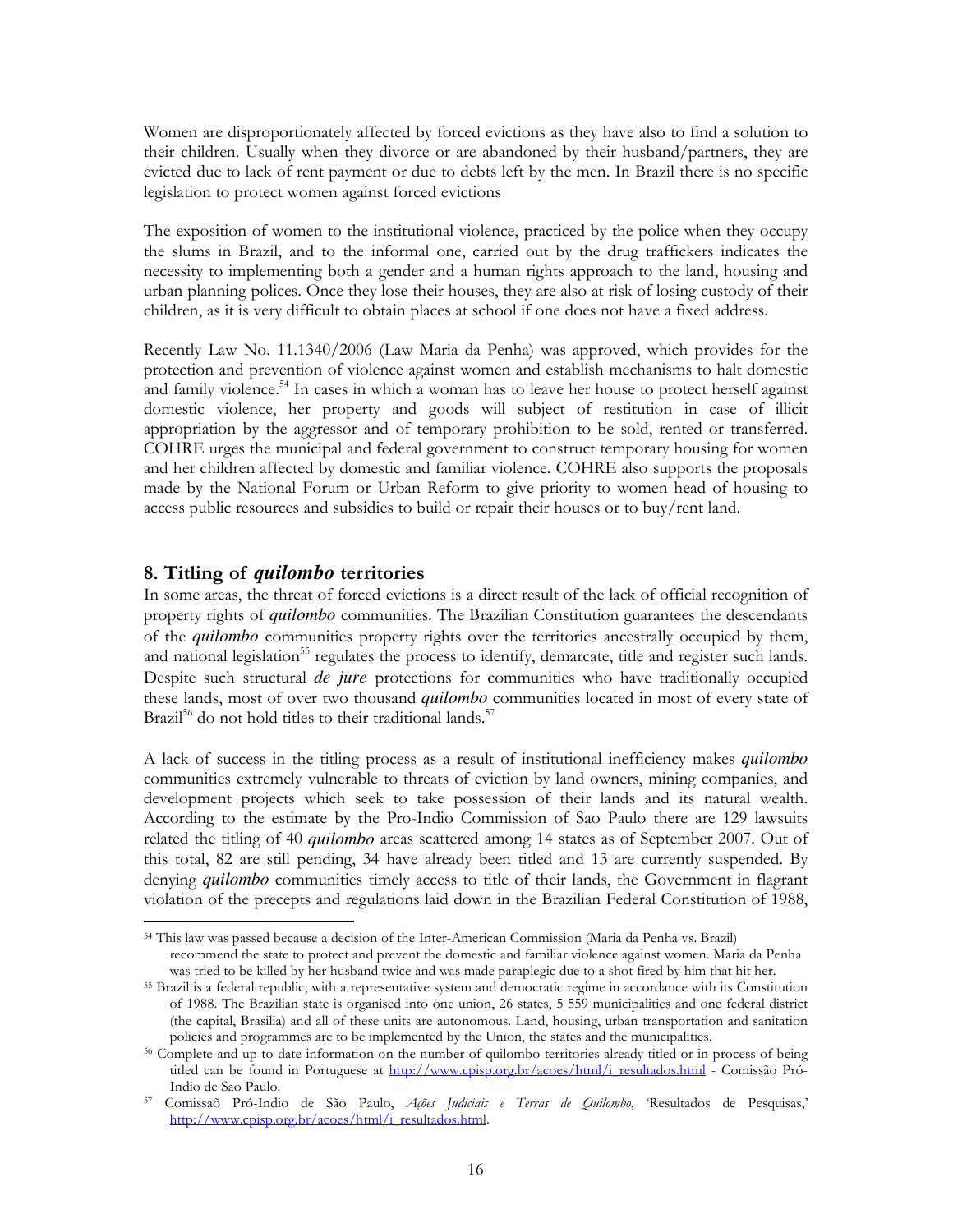Women are disproportionately affected by forced evictions as they have also to find a solution to their children. Usually when they divorce or are abandoned by their husband/partners, they are evicted due to lack of rent payment or due to debts left by the men. In Brazil there is no specific legislation to protect women against forced evictions

The exposition of women to the institutional violence, practiced by the police when they occupy the slums in Brazil, and to the informal one, carried out by the drug traffickers indicates the necessity to implementing both a gender and a human rights approach to the land, housing and urban planning polices. Once they lose their houses, they are also at risk of losing custody of their children, as it is very difficult to obtain places at school if one does not have a fixed address.

Recently Law No. 11.1340/2006 (Law Maria da Penha) was approved, which provides for the protection and prevention of violence against women and establish mechanisms to halt domestic and family violence.[54] In cases in which a woman has to leave her house to protect herself against domestic violence, her property and goods will subject of restitution in case of illicit appropriation by the aggressor and of temporary prohibition to be sold, rented or transferred. COHRE urges the municipal and federal government to construct temporary housing for women and her children affected by domestic and familiar violence. COHRE also supports the proposals made by the National Forum or Urban Reform to give priority to women head of housing to access public resources and subsidies to build or repair their houses or to buy/rent land.

## 8. Titling of *quilombo* territories

In some areas, the threat of forced evictions is a direct result of the lack of official recognition of property rights of ***quilombo*** communities. The Brazilian Constitution guarantees the descendants of the ***quilombo*** communities property rights over the territories ancestrally occupied by them, and national legislation[55] regulates the process to identify, demarcate, title and register such lands. Despite such structural ***de jure*** protections for communities who have traditionally occupied these lands, most of over two thousand ***quilombo*** communities located in most of every state of Brazil[56] do not hold titles to their traditional lands.[57]

A lack of success in the titling process as a result of institutional inefficiency makes *quilombo* communities extremely vulnerable to threats of eviction by land owners, mining companies, and development projects which seek to take possession of their lands and its natural wealth. According to the estimate by the Pro-Indio Commission of Sao Paulo there are 129 lawsuits related the titling of 40 ***quilombo*** areas scattered among 14 states as of September 2007. Out of this total, 82 are still pending, 34 have already been titled and 13 are currently suspended. By denying ***quilombo*** communities timely access to title of their lands, the Government in flagrant violation of the precepts and regulations laid down in the Brazilian Federal Constitution of 1988,

---

[54] This law was passed because a decision of the Inter-American Commission (Maria da Penha vs. Brazil) recommend the state to protect and prevent the domestic and familiar violence against women. Maria da Penha was tried to be killed by her husband twice and was made paraplegic due to a shot fired by him that hit her.

[55] Brazil is a federal republic, with a representative system and democratic regime in accordance with its Constitution of 1988. The Brazilian state is organised into one union, 26 states, 5 559 municipalities and one federal district (the capital, Brasilia) and all of these units are autonomous. Land, housing, urban transportation and sanitation policies and programmes are to be implemented by the Union, the states and the municipalities.

[56] Complete and up to date information on the number of quilombo territories already titled or in process of being titled can be found in Portuguese at http://www.cpisp.org.br/acoes/html/i_resultados.html - Comissão Pró-Indio de Sao Paulo.

[57] Comissaõ Pró-Indio de São Paulo, *Ações Judiciais e Terras de Quilombo*, 'Resultados de Pesquisas,' http://www.cpisp.org.br/acoes/html/i_resultados.html.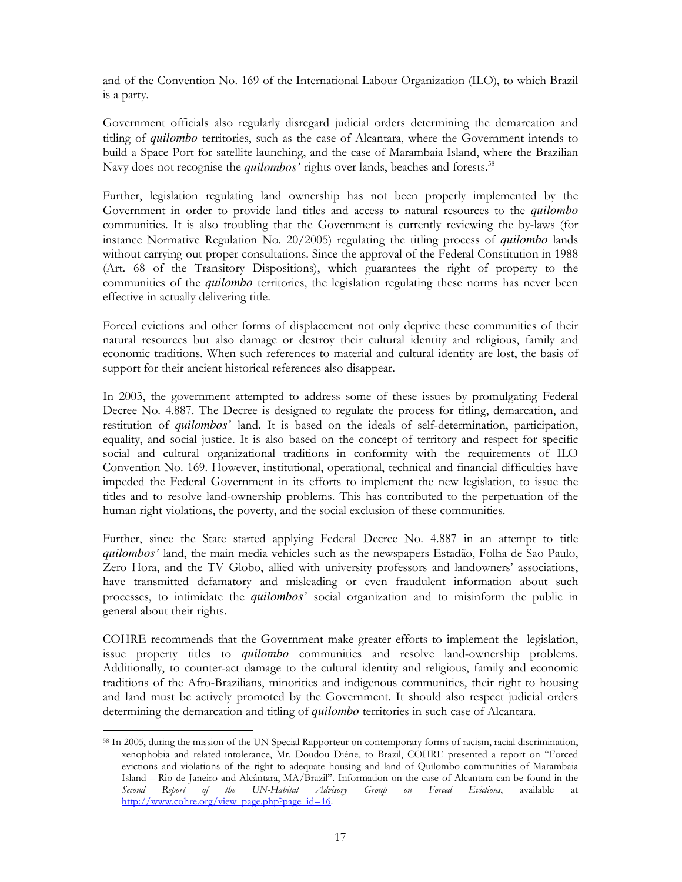and of the Convention No. 169 of the International Labour Organization (ILO), to which Brazil is a party.

Government officials also regularly disregard judicial orders determining the demarcation and titling of ***quilombo*** territories, such as the case of Alcantara, where the Government intends to build a Space Port for satellite launching, and the case of Marambaia Island, where the Brazilian Navy does not recognise the ***quilombos'*** rights over lands, beaches and forests.[58]

Further, legislation regulating land ownership has not been properly implemented by the Government in order to provide land titles and access to natural resources to the *quilombo* communities. It is also troubling that the Government is currently reviewing the by-laws (for instance Normative Regulation No. 20/2005) regulating the titling process of *quilombo* lands without carrying out proper consultations. Since the approval of the Federal Constitution in 1988 (Art. 68 of the Transitory Dispositions), which guarantees the right of property to the communities of the ***quilombo*** territories, the legislation regulating these norms has never been effective in actually delivering title.

Forced evictions and other forms of displacement not only deprive these communities of their natural resources but also damage or destroy their cultural identity and religious, family and economic traditions. When such references to material and cultural identity are lost, the basis of support for their ancient historical references also disappear.

In 2003, the government attempted to address some of these issues by promulgating Federal Decree No. 4.887. The Decree is designed to regulate the process for titling, demarcation, and restitution of ***quilombos'*** land. It is based on the ideals of self-determination, participation, equality, and social justice. It is also based on the concept of territory and respect for specific social and cultural organizational traditions in conformity with the requirements of ILO Convention No. 169. However, institutional, operational, technical and financial difficulties have impeded the Federal Government in its efforts to implement the new legislation, to issue the titles and to resolve land-ownership problems. This has contributed to the perpetuation of the human right violations, the poverty, and the social exclusion of these communities.

Further, since the State started applying Federal Decree No. 4.887 in an attempt to title ***quilombos'*** land, the main media vehicles such as the newspapers Estadão, Folha de Sao Paulo, Zero Hora, and the TV Globo, allied with university professors and landowners' associations, have transmitted defamatory and misleading or even fraudulent information about such processes, to intimidate the ***quilombos'*** social organization and to misinform the public in general about their rights.

COHRE recommends that the Government make greater efforts to implement the legislation, issue property titles to *quilombo* communities and resolve land-ownership problems. Additionally, to counter-act damage to the cultural identity and religious, family and economic traditions of the Afro-Brazilians, minorities and indigenous communities, their right to housing and land must be actively promoted by the Government. It should also respect judicial orders determining the demarcation and titling of *quilombo* territories in such case of Alcantara.

---

[58] In 2005, during the mission of the UN Special Rapporteur on contemporary forms of racism, racial discrimination, xenophobia and related intolerance, Mr. Doudou Diéne, to Brazil, COHRE presented a report on "Forced evictions and violations of the right to adequate housing and land of Quilombo communities of Marambaia Island – Rio de Janeiro and Alcântara, MA/Brazil". Information on the case of Alcantara can be found in the *Second Report of the UN-Habitat Advisory Group on Forced Evictions*, available at http://www.cohre.org/view_page.php?page_id=16.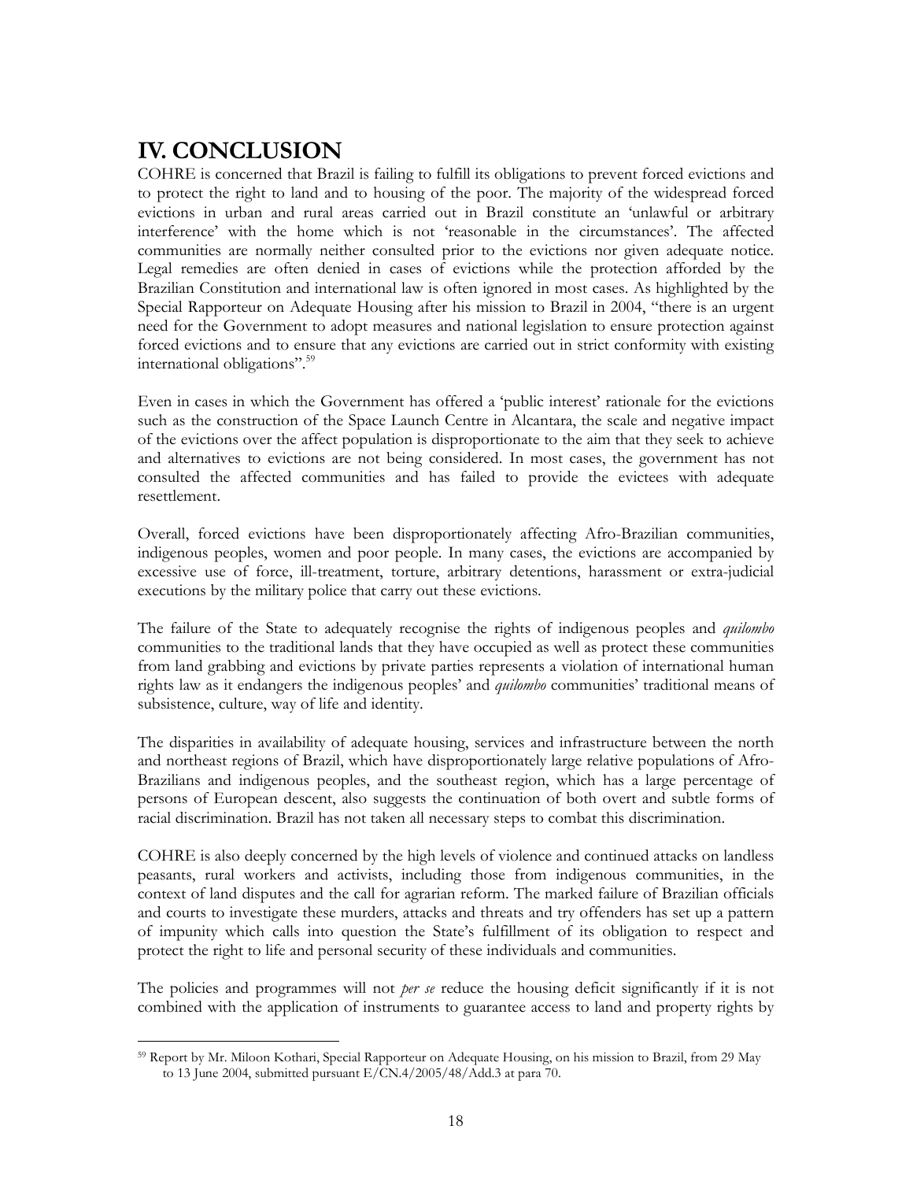## IV. CONCLUSION

COHRE is concerned that Brazil is failing to fulfill its obligations to prevent forced evictions and to protect the right to land and to housing of the poor. The majority of the widespread forced evictions in urban and rural areas carried out in Brazil constitute an 'unlawful or arbitrary interference' with the home which is not 'reasonable in the circumstances'. The affected communities are normally neither consulted prior to the evictions nor given adequate notice. Legal remedies are often denied in cases of evictions while the protection afforded by the Brazilian Constitution and international law is often ignored in most cases. As highlighted by the Special Rapporteur on Adequate Housing after his mission to Brazil in 2004, "there is an urgent need for the Government to adopt measures and national legislation to ensure protection against forced evictions and to ensure that any evictions are carried out in strict conformity with existing international obligations".[59]

Even in cases in which the Government has offered a 'public interest' rationale for the evictions such as the construction of the Space Launch Centre in Alcantara, the scale and negative impact of the evictions over the affect population is disproportionate to the aim that they seek to achieve and alternatives to evictions are not being considered. In most cases, the government has not consulted the affected communities and has failed to provide the evictees with adequate resettlement.

Overall, forced evictions have been disproportionately affecting Afro-Brazilian communities, indigenous peoples, women and poor people. In many cases, the evictions are accompanied by excessive use of force, ill-treatment, torture, arbitrary detentions, harassment or extra-judicial executions by the military police that carry out these evictions.

The failure of the State to adequately recognise the rights of indigenous peoples and *quilombo* communities to the traditional lands that they have occupied as well as protect these communities from land grabbing and evictions by private parties represents a violation of international human rights law as it endangers the indigenous peoples' and *quilombo* communities' traditional means of subsistence, culture, way of life and identity.

The disparities in availability of adequate housing, services and infrastructure between the north and northeast regions of Brazil, which have disproportionately large relative populations of Afro-Brazilians and indigenous peoples, and the southeast region, which has a large percentage of persons of European descent, also suggests the continuation of both overt and subtle forms of racial discrimination. Brazil has not taken all necessary steps to combat this discrimination.

COHRE is also deeply concerned by the high levels of violence and continued attacks on landless peasants, rural workers and activists, including those from indigenous communities, in the context of land disputes and the call for agrarian reform. The marked failure of Brazilian officials and courts to investigate these murders, attacks and threats and try offenders has set up a pattern of impunity which calls into question the State's fulfillment of its obligation to respect and protect the right to life and personal security of these individuals and communities.

The policies and programmes will not *per se* reduce the housing deficit significantly if it is not combined with the application of instruments to guarantee access to land and property rights by

---

[59] Report by Mr. Miloon Kothari, Special Rapporteur on Adequate Housing, on his mission to Brazil, from 29 May to 13 June 2004, submitted pursuant E/CN.4/2005/48/Add.3 at para 70.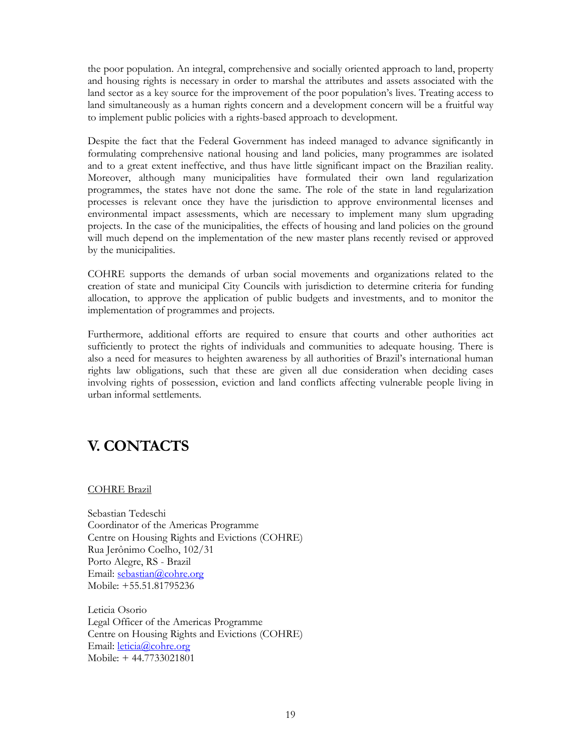the poor population. An integral, comprehensive and socially oriented approach to land, property and housing rights is necessary in order to marshal the attributes and assets associated with the land sector as a key source for the improvement of the poor population's lives. Treating access to land simultaneously as a human rights concern and a development concern will be a fruitful way to implement public policies with a rights-based approach to development.

Despite the fact that the Federal Government has indeed managed to advance significantly in formulating comprehensive national housing and land policies, many programmes are isolated and to a great extent ineffective, and thus have little significant impact on the Brazilian reality. Moreover, although many municipalities have formulated their own land regularization programmes, the states have not done the same. The role of the state in land regularization processes is relevant once they have the jurisdiction to approve environmental licenses and environmental impact assessments, which are necessary to implement many slum upgrading projects. In the case of the municipalities, the effects of housing and land policies on the ground will much depend on the implementation of the new master plans recently revised or approved by the municipalities.

COHRE supports the demands of urban social movements and organizations related to the creation of state and municipal City Councils with jurisdiction to determine criteria for funding allocation, to approve the application of public budgets and investments, and to monitor the implementation of programmes and projects.

Furthermore, additional efforts are required to ensure that courts and other authorities act sufficiently to protect the rights of individuals and communities to adequate housing. There is also a need for measures to heighten awareness by all authorities of Brazil's international human rights law obligations, such that these are given all due consideration when deciding cases involving rights of possession, eviction and land conflicts affecting vulnerable people living in urban informal settlements.

# V. CONTACTS

COHRE Brazil

Sebastian Tedeschi
Coordinator of the Americas Programme
Centre on Housing Rights and Evictions (COHRE)
Rua Jerônimo Coelho, 102/31
Porto Alegre, RS - Brazil
Email: sebastian@cohre.org
Mobile: +55.51.81795236

Leticia Osorio
Legal Officer of the Americas Programme
Centre on Housing Rights and Evictions (COHRE)
Email: leticia@cohre.org
Mobile: + 44.7733021801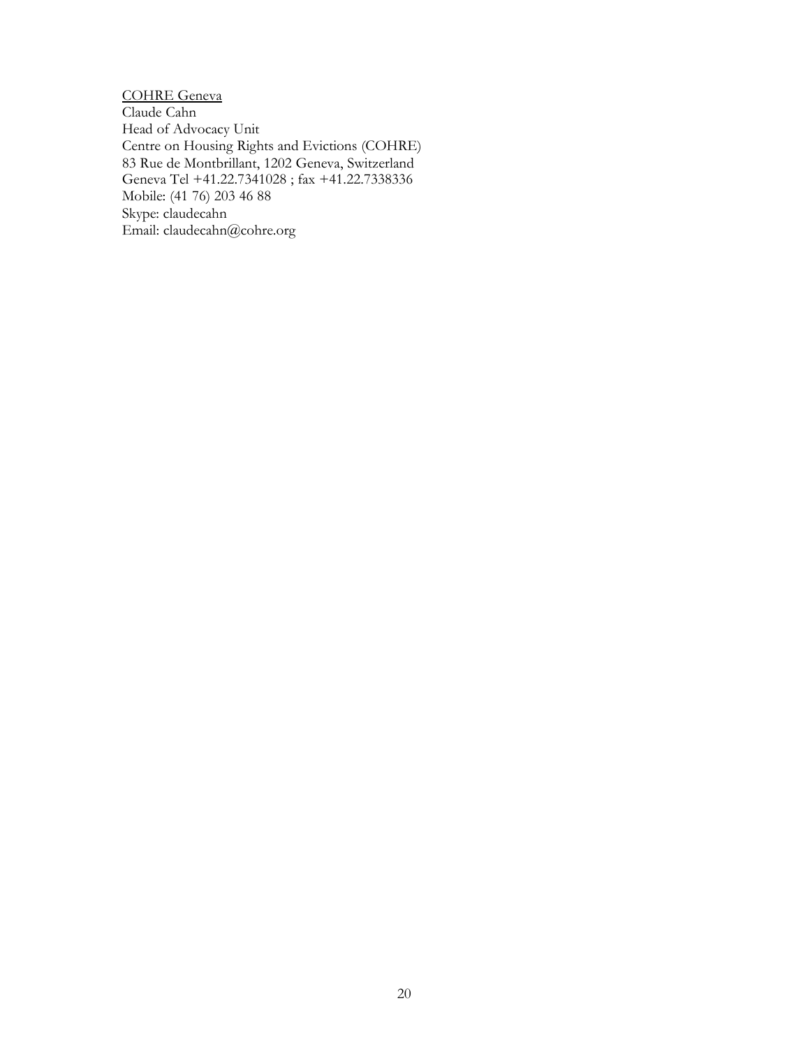<u>COHRE Geneva</u>
Claude Cahn
Head of Advocacy Unit
Centre on Housing Rights and Evictions (COHRE)
83 Rue de Montbrillant, 1202 Geneva, Switzerland
Geneva Tel +41.22.7341028 ; fax +41.22.7338336
Mobile: (41 76) 203 46 88
Skype: claudecahn
Email: claudecahn@cohre.org